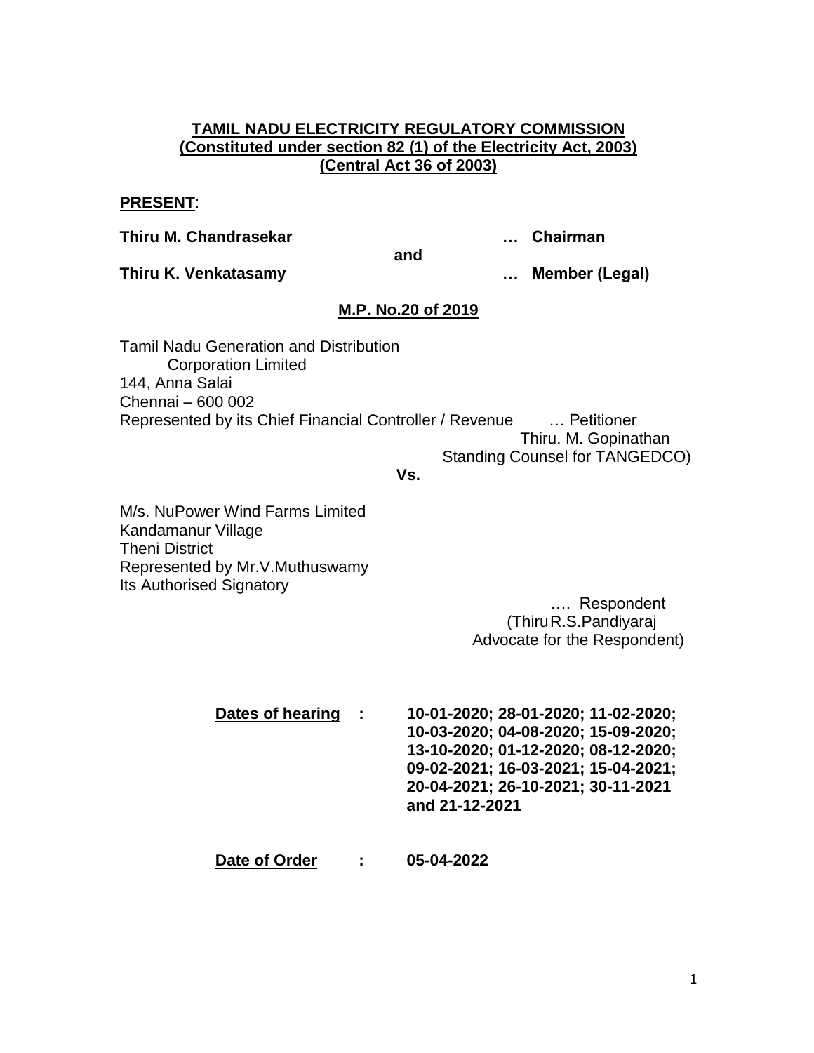**TAMIL NADU ELECTRICITY REGULATORY COMMISSION**
**(Constituted under section 82 (1) of the Electricity Act, 2003)**
**(Central Act 36 of 2003)**

**PRESENT**:

**Thiru M. Chandrasekar** … **Chairman**

**and**

**Thiru K. Venkatasamy** … **Member (Legal)**

**M.P. No.20 of 2019**

Tamil Nadu Generation and Distribution
Corporation Limited
144, Anna Salai
Chennai – 600 002
Represented by its Chief Financial Controller / Revenue … Petitioner
Thiru. M. Gopinathan
Standing Counsel for TANGEDCO)

**Vs.**

M/s. NuPower Wind Farms Limited
Kandamanur Village
Theni District
Represented by Mr.V.Muthuswamy
Its Authorised Signatory

…. Respondent
(Thiru R.S.Pandiyaraj
Advocate for the Respondent)

**Dates of hearing** : **10-01-2020; 28-01-2020; 11-02-2020; 10-03-2020; 04-08-2020; 15-09-2020; 13-10-2020; 01-12-2020; 08-12-2020; 09-02-2021; 16-03-2021; 15-04-2021; 20-04-2021; 26-10-2021; 30-11-2021 and 21-12-2021**

**Date of Order** : **05-04-2022**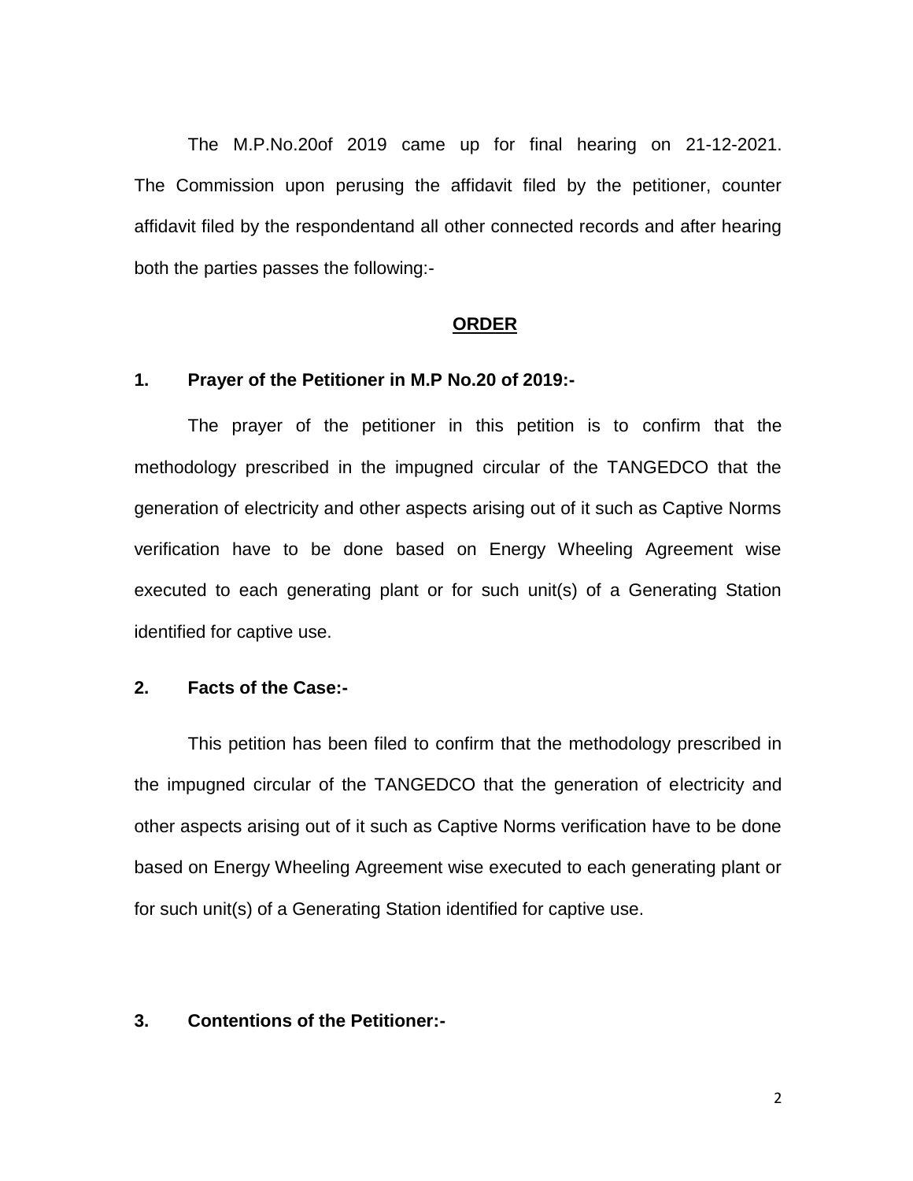The M.P.No.20of 2019 came up for final hearing on 21-12-2021. The Commission upon perusing the affidavit filed by the petitioner, counter affidavit filed by the respondentand all other connected records and after hearing both the parties passes the following:-

## ORDER

### 1. Prayer of the Petitioner in M.P No.20 of 2019:-

The prayer of the petitioner in this petition is to confirm that the methodology prescribed in the impugned circular of the TANGEDCO that the generation of electricity and other aspects arising out of it such as Captive Norms verification have to be done based on Energy Wheeling Agreement wise executed to each generating plant or for such unit(s) of a Generating Station identified for captive use.

### 2. Facts of the Case:-

This petition has been filed to confirm that the methodology prescribed in the impugned circular of the TANGEDCO that the generation of electricity and other aspects arising out of it such as Captive Norms verification have to be done based on Energy Wheeling Agreement wise executed to each generating plant or for such unit(s) of a Generating Station identified for captive use.

### 3. Contentions of the Petitioner:-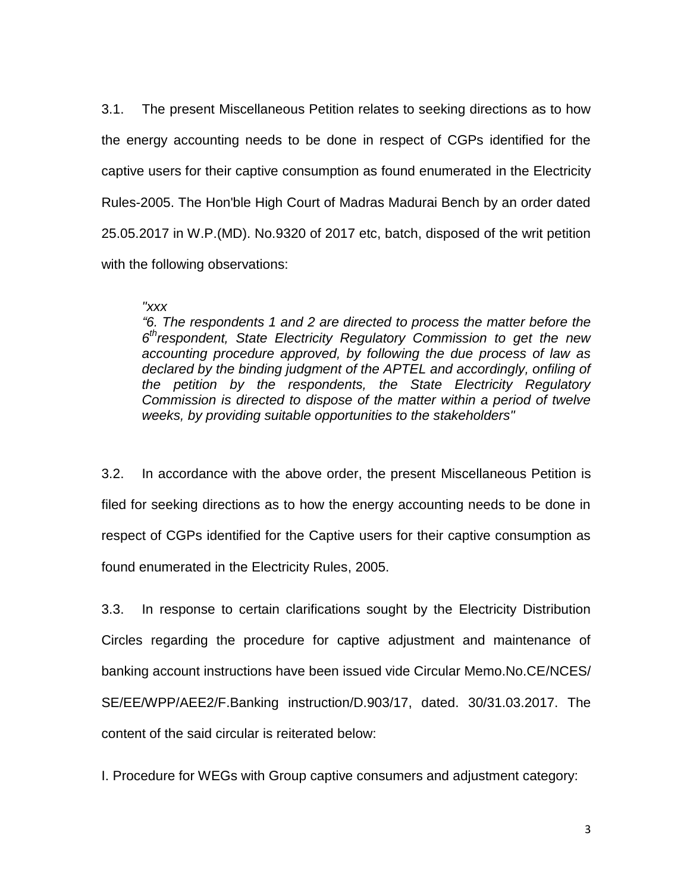3.1. The present Miscellaneous Petition relates to seeking directions as to how the energy accounting needs to be done in respect of CGPs identified for the captive users for their captive consumption as found enumerated in the Electricity Rules-2005. The Hon'ble High Court of Madras Madurai Bench by an order dated 25.05.2017 in W.P.(MD). No.9320 of 2017 etc, batch, disposed of the writ petition with the following observations:

> *"xxx*
> *"6. The respondents 1 and 2 are directed to process the matter before the 6th respondent, State Electricity Regulatory Commission to get the new accounting procedure approved, by following the due process of law as declared by the binding judgment of the APTEL and accordingly, onfiling of the petition by the respondents, the State Electricity Regulatory Commission is directed to dispose of the matter within a period of twelve weeks, by providing suitable opportunities to the stakeholders"*

3.2. In accordance with the above order, the present Miscellaneous Petition is filed for seeking directions as to how the energy accounting needs to be done in respect of CGPs identified for the Captive users for their captive consumption as found enumerated in the Electricity Rules, 2005.

3.3. In response to certain clarifications sought by the Electricity Distribution Circles regarding the procedure for captive adjustment and maintenance of banking account instructions have been issued vide Circular Memo.No.CE/NCES/SE/EE/WPP/AEE2/F.Banking instruction/D.903/17, dated. 30/31.03.2017. The content of the said circular is reiterated below:

I. Procedure for WEGs with Group captive consumers and adjustment category: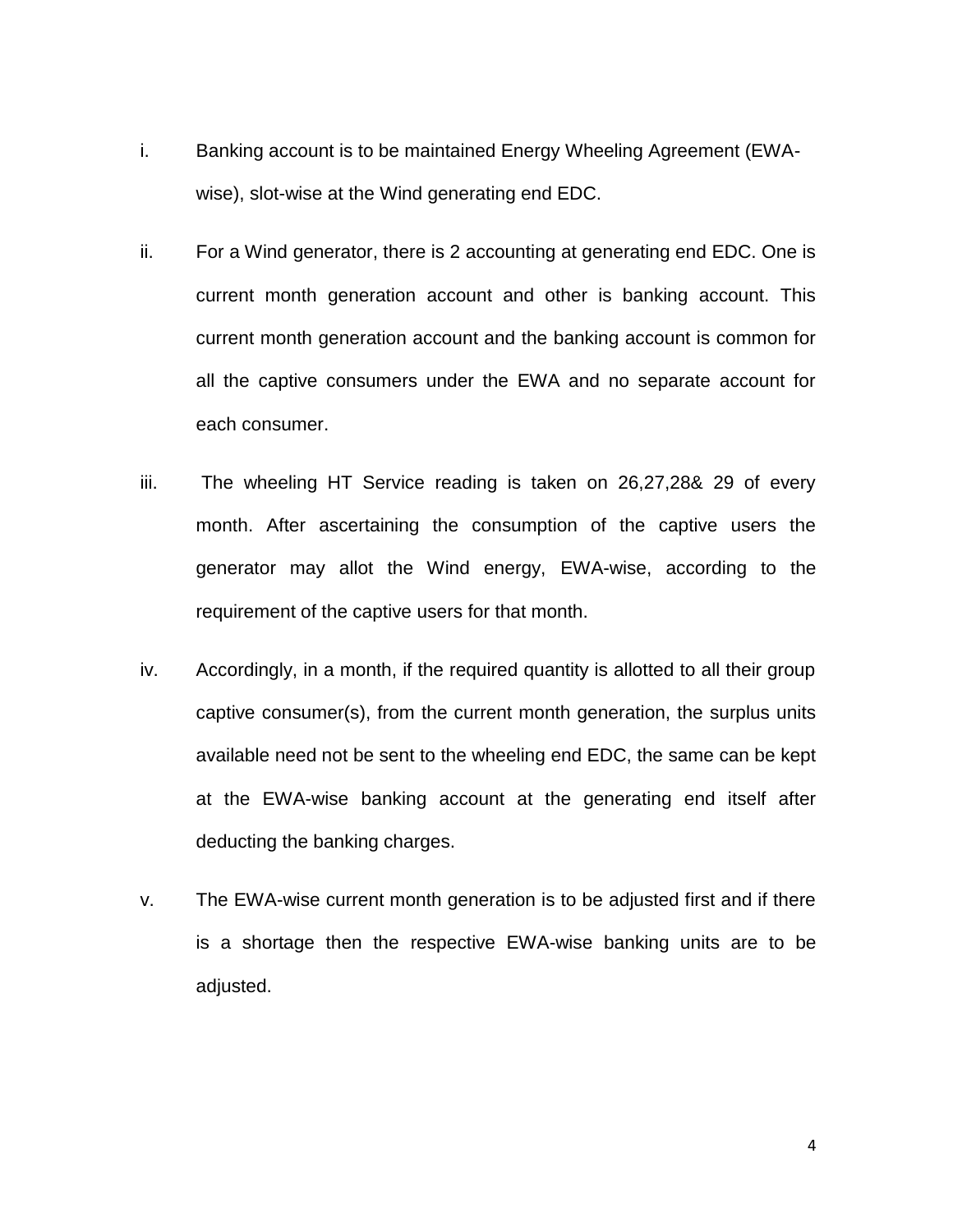i. Banking account is to be maintained Energy Wheeling Agreement (EWA-wise), slot-wise at the Wind generating end EDC.

ii. For a Wind generator, there is 2 accounting at generating end EDC. One is current month generation account and other is banking account. This current month generation account and the banking account is common for all the captive consumers under the EWA and no separate account for each consumer.

iii. The wheeling HT Service reading is taken on 26,27,28& 29 of every month. After ascertaining the consumption of the captive users the generator may allot the Wind energy, EWA-wise, according to the requirement of the captive users for that month.

iv. Accordingly, in a month, if the required quantity is allotted to all their group captive consumer(s), from the current month generation, the surplus units available need not be sent to the wheeling end EDC, the same can be kept at the EWA-wise banking account at the generating end itself after deducting the banking charges.

v. The EWA-wise current month generation is to be adjusted first and if there is a shortage then the respective EWA-wise banking units are to be adjusted.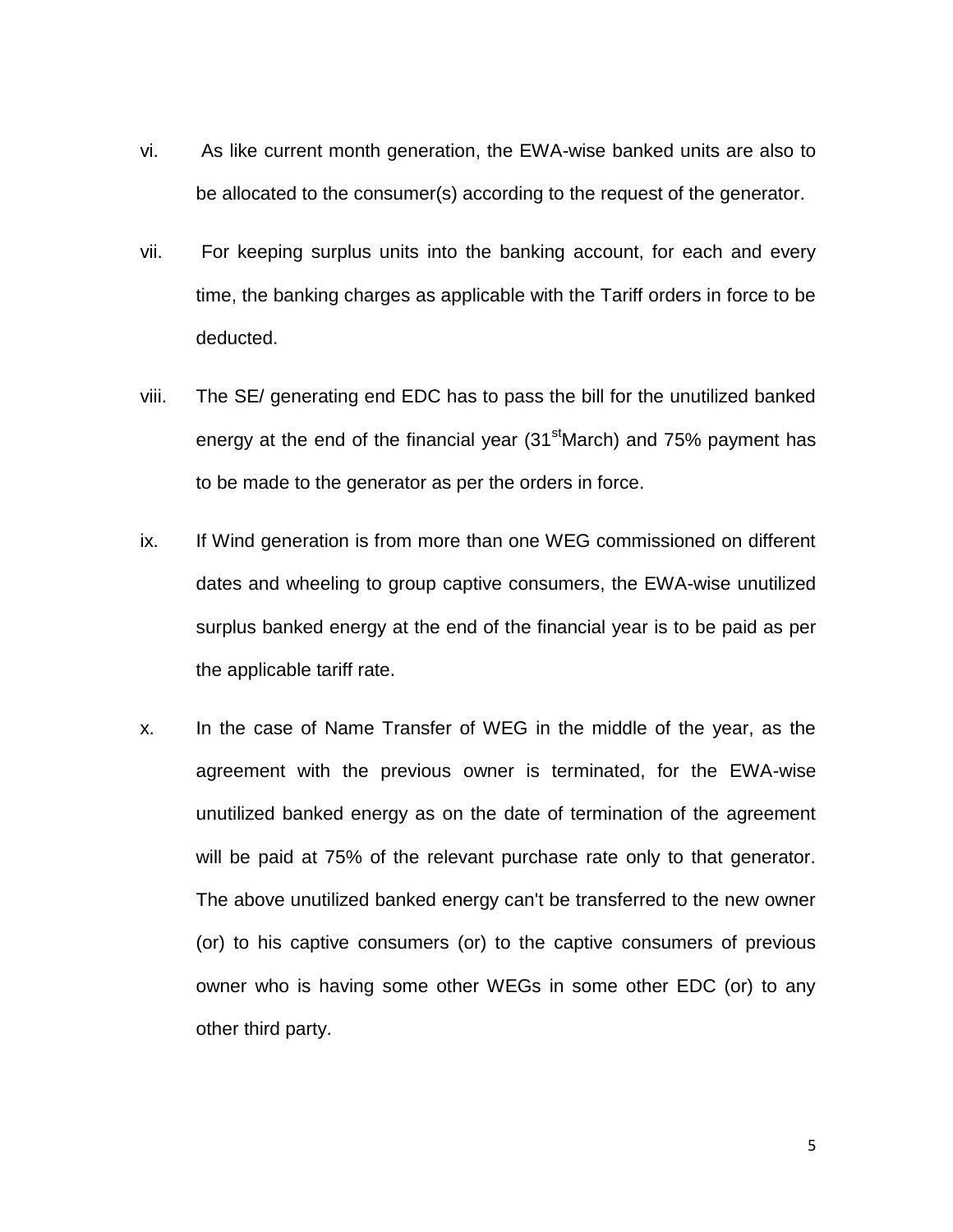vi. As like current month generation, the EWA-wise banked units are also to be allocated to the consumer(s) according to the request of the generator.

vii. For keeping surplus units into the banking account, for each and every time, the banking charges as applicable with the Tariff orders in force to be deducted.

viii. The SE/ generating end EDC has to pass the bill for the unutilized banked energy at the end of the financial year (31stMarch) and 75% payment has to be made to the generator as per the orders in force.

ix. If Wind generation is from more than one WEG commissioned on different dates and wheeling to group captive consumers, the EWA-wise unutilized surplus banked energy at the end of the financial year is to be paid as per the applicable tariff rate.

x. In the case of Name Transfer of WEG in the middle of the year, as the agreement with the previous owner is terminated, for the EWA-wise unutilized banked energy as on the date of termination of the agreement will be paid at 75% of the relevant purchase rate only to that generator. The above unutilized banked energy can't be transferred to the new owner (or) to his captive consumers (or) to the captive consumers of previous owner who is having some other WEGs in some other EDC (or) to any other third party.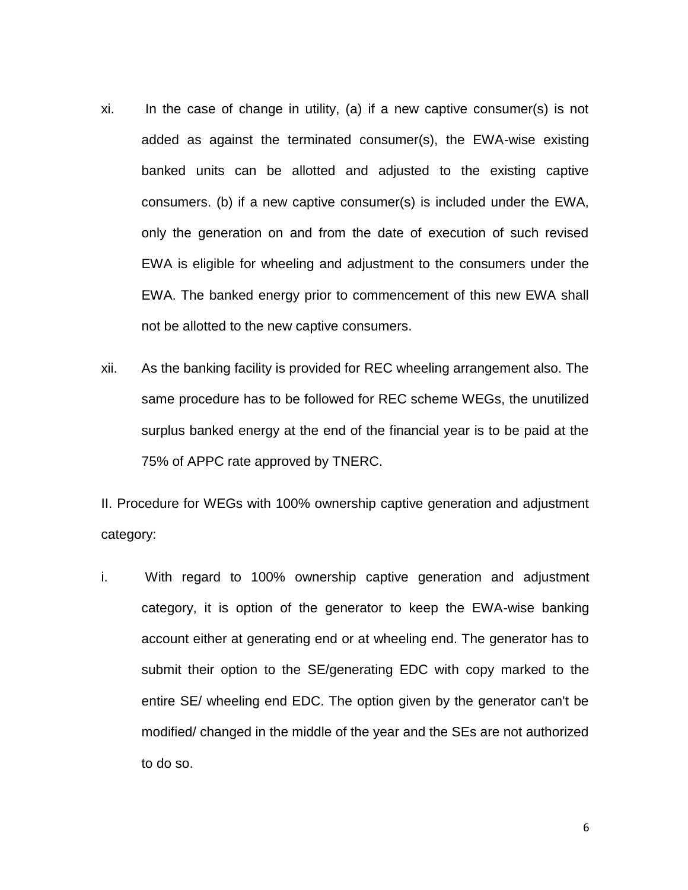xi. In the case of change in utility, (a) if a new captive consumer(s) is not added as against the terminated consumer(s), the EWA-wise existing banked units can be allotted and adjusted to the existing captive consumers. (b) if a new captive consumer(s) is included under the EWA, only the generation on and from the date of execution of such revised EWA is eligible for wheeling and adjustment to the consumers under the EWA. The banked energy prior to commencement of this new EWA shall not be allotted to the new captive consumers.

xii. As the banking facility is provided for REC wheeling arrangement also. The same procedure has to be followed for REC scheme WEGs, the unutilized surplus banked energy at the end of the financial year is to be paid at the 75% of APPC rate approved by TNERC.

II. Procedure for WEGs with 100% ownership captive generation and adjustment category:

i. With regard to 100% ownership captive generation and adjustment category, it is option of the generator to keep the EWA-wise banking account either at generating end or at wheeling end. The generator has to submit their option to the SE/generating EDC with copy marked to the entire SE/ wheeling end EDC. The option given by the generator can't be modified/ changed in the middle of the year and the SEs are not authorized to do so.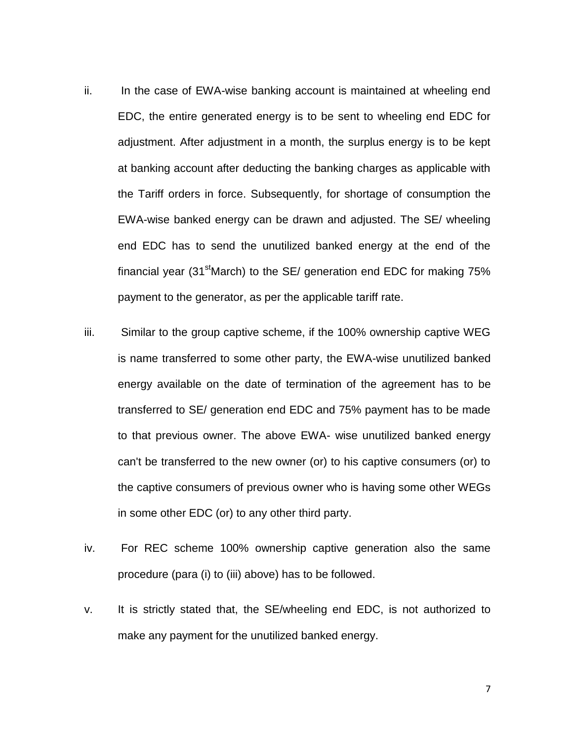ii. In the case of EWA-wise banking account is maintained at wheeling end EDC, the entire generated energy is to be sent to wheeling end EDC for adjustment. After adjustment in a month, the surplus energy is to be kept at banking account after deducting the banking charges as applicable with the Tariff orders in force. Subsequently, for shortage of consumption the EWA-wise banked energy can be drawn and adjusted. The SE/ wheeling end EDC has to send the unutilized banked energy at the end of the financial year (31st March) to the SE/ generation end EDC for making 75% payment to the generator, as per the applicable tariff rate.

iii. Similar to the group captive scheme, if the 100% ownership captive WEG is name transferred to some other party, the EWA-wise unutilized banked energy available on the date of termination of the agreement has to be transferred to SE/ generation end EDC and 75% payment has to be made to that previous owner. The above EWA- wise unutilized banked energy can't be transferred to the new owner (or) to his captive consumers (or) to the captive consumers of previous owner who is having some other WEGs in some other EDC (or) to any other third party.

iv. For REC scheme 100% ownership captive generation also the same procedure (para (i) to (iii) above) has to be followed.

v. It is strictly stated that, the SE/wheeling end EDC, is not authorized to make any payment for the unutilized banked energy.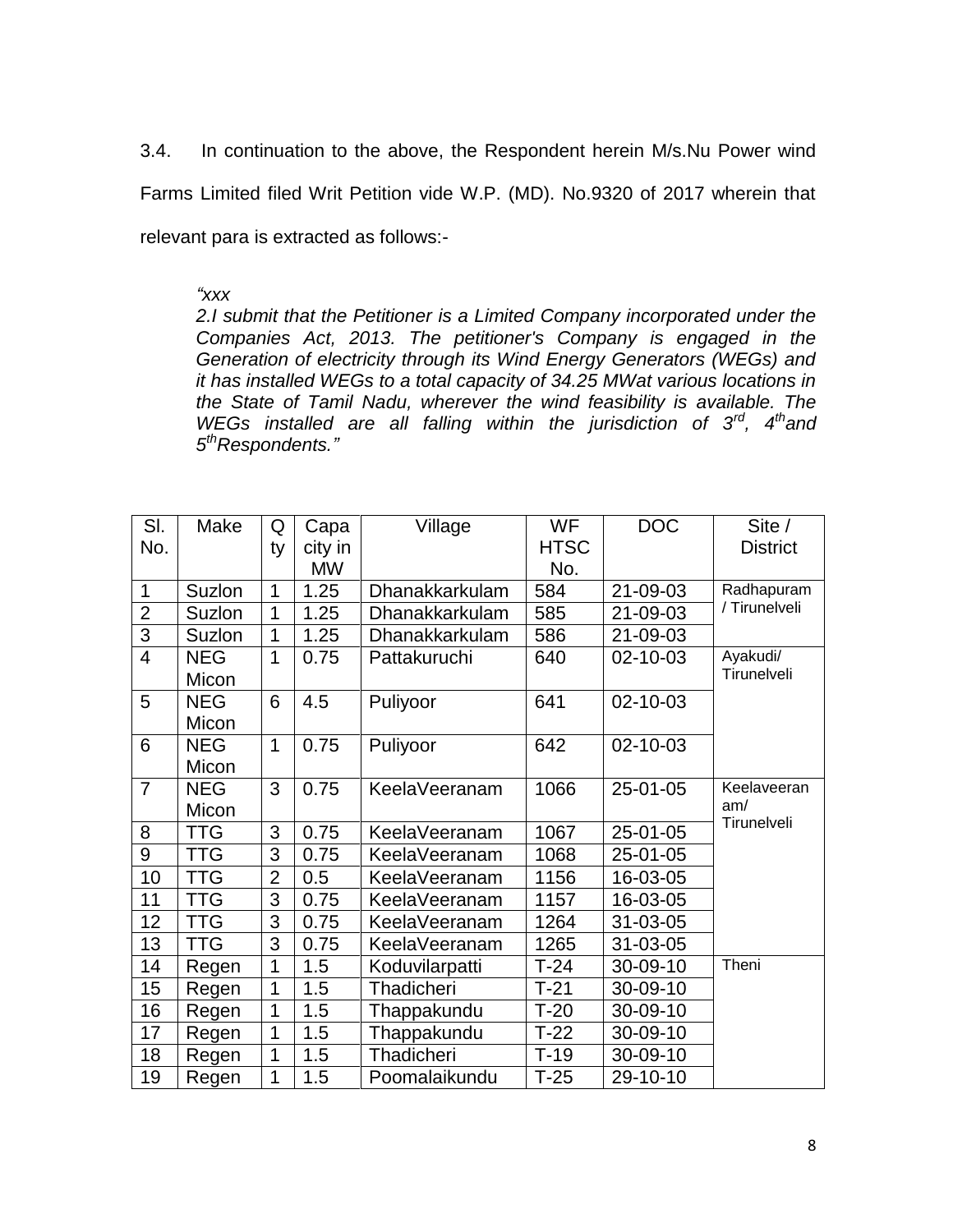3.4. In continuation to the above, the Respondent herein M/s.Nu Power wind Farms Limited filed Writ Petition vide W.P. (MD). No.9320 of 2017 wherein that relevant para is extracted as follows:-

> *"xxx*
> *2.I submit that the Petitioner is a Limited Company incorporated under the Companies Act, 2013. The petitioner's Company is engaged in the Generation of electricity through its Wind Energy Generators (WEGs) and it has installed WEGs to a total capacity of 34.25 MWat various locations in the State of Tamil Nadu, wherever the wind feasibility is available. The WEGs installed are all falling within the jurisdiction of 3rd, 4th and 5th Respondents."*

| Sl. No. | Make | Qty | Capacity in MW | Village | WF HTSC No. | DOC | Site / District |
|---|---|---|---|---|---|---|---|
| 1 | Suzlon | 1 | 1.25 | Dhanakkarkulam | 584 | 21-09-03 | Radhapuram / Tirunelveli |
| 2 | Suzlon | 1 | 1.25 | Dhanakkarkulam | 585 | 21-09-03 | |
| 3 | Suzlon | 1 | 1.25 | Dhanakkarkulam | 586 | 21-09-03 | |
| 4 | NEG Micon | 1 | 0.75 | Pattakuruchi | 640 | 02-10-03 | Ayakudi/ Tirunelveli |
| 5 | NEG Micon | 6 | 4.5 | Puliyoor | 641 | 02-10-03 | |
| 6 | NEG Micon | 1 | 0.75 | Puliyoor | 642 | 02-10-03 | |
| 7 | NEG Micon | 3 | 0.75 | KeelaVeeranam | 1066 | 25-01-05 | Keelaveeranam/ Tirunelveli |
| 8 | TTG | 3 | 0.75 | KeelaVeeranam | 1067 | 25-01-05 | |
| 9 | TTG | 3 | 0.75 | KeelaVeeranam | 1068 | 25-01-05 | |
| 10 | TTG | 2 | 0.5 | KeelaVeeranam | 1156 | 16-03-05 | |
| 11 | TTG | 3 | 0.75 | KeelaVeeranam | 1157 | 16-03-05 | |
| 12 | TTG | 3 | 0.75 | KeelaVeeranam | 1264 | 31-03-05 | |
| 13 | TTG | 3 | 0.75 | KeelaVeeranam | 1265 | 31-03-05 | |
| 14 | Regen | 1 | 1.5 | Koduvilarpatti | T-24 | 30-09-10 | Theni |
| 15 | Regen | 1 | 1.5 | Thadicheri | T-21 | 30-09-10 | |
| 16 | Regen | 1 | 1.5 | Thappakundu | T-20 | 30-09-10 | |
| 17 | Regen | 1 | 1.5 | Thappakundu | T-22 | 30-09-10 | |
| 18 | Regen | 1 | 1.5 | Thadicheri | T-19 | 30-09-10 | |
| 19 | Regen | 1 | 1.5 | Poomalaikundu | T-25 | 29-10-10 | |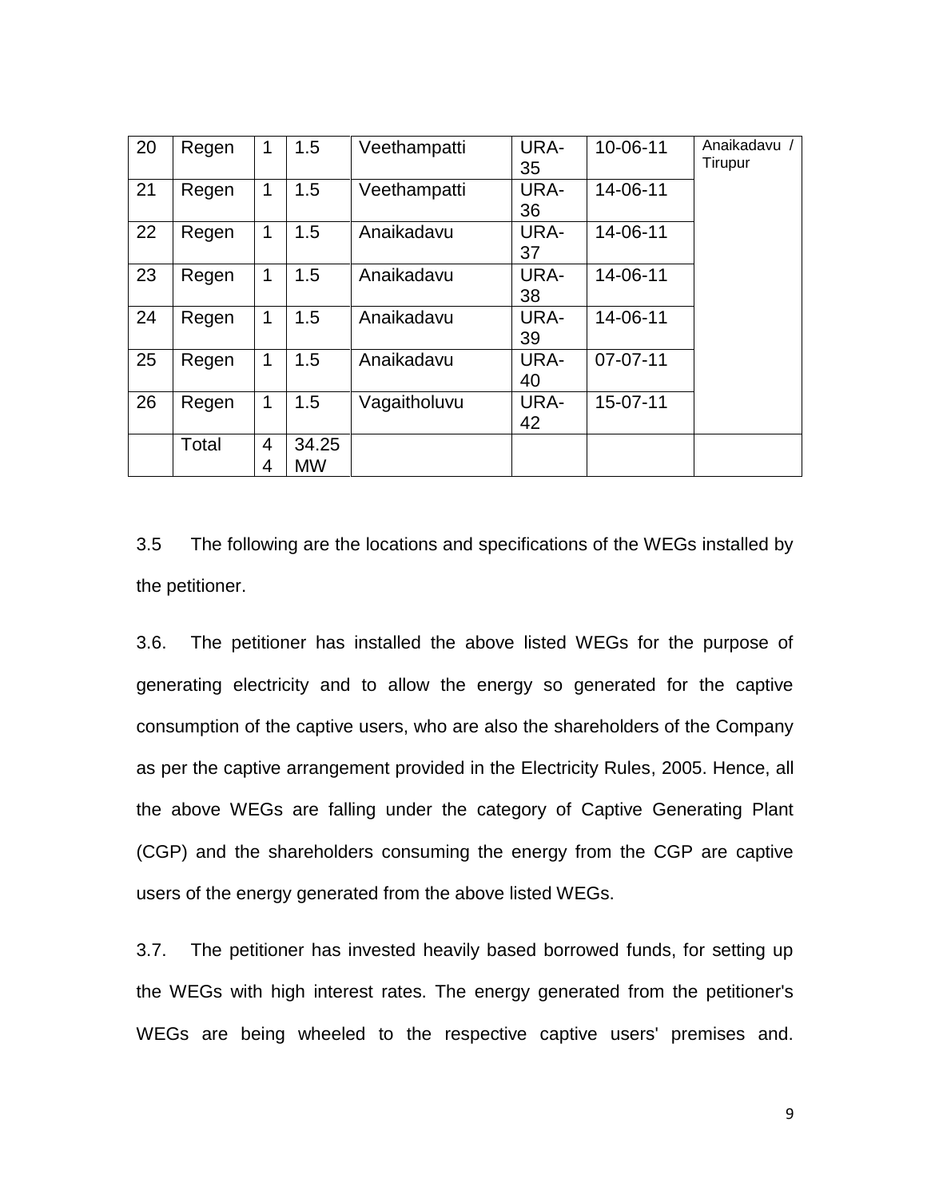| 20 | Regen | 1 | 1.5 | Veethampatti | URA-35 | 10-06-11 | Anaikadavu / Tirupur |
|---|---|---|---|---|---|---|---|
| 21 | Regen | 1 | 1.5 | Veethampatti | URA-36 | 14-06-11 | |
| 22 | Regen | 1 | 1.5 | Anaikadavu | URA-37 | 14-06-11 | |
| 23 | Regen | 1 | 1.5 | Anaikadavu | URA-38 | 14-06-11 | |
| 24 | Regen | 1 | 1.5 | Anaikadavu | URA-39 | 14-06-11 | |
| 25 | Regen | 1 | 1.5 | Anaikadavu | URA-40 | 07-07-11 | |
| 26 | Regen | 1 | 1.5 | Vagaitholuvu | URA-42 | 15-07-11 | |
| | Total | 44 | 34.25 MW | | | | |

3.5 The following are the locations and specifications of the WEGs installed by the petitioner.

3.6. The petitioner has installed the above listed WEGs for the purpose of generating electricity and to allow the energy so generated for the captive consumption of the captive users, who are also the shareholders of the Company as per the captive arrangement provided in the Electricity Rules, 2005. Hence, all the above WEGs are falling under the category of Captive Generating Plant (CGP) and the shareholders consuming the energy from the CGP are captive users of the energy generated from the above listed WEGs.

3.7. The petitioner has invested heavily based borrowed funds, for setting up the WEGs with high interest rates. The energy generated from the petitioner's WEGs are being wheeled to the respective captive users' premises and.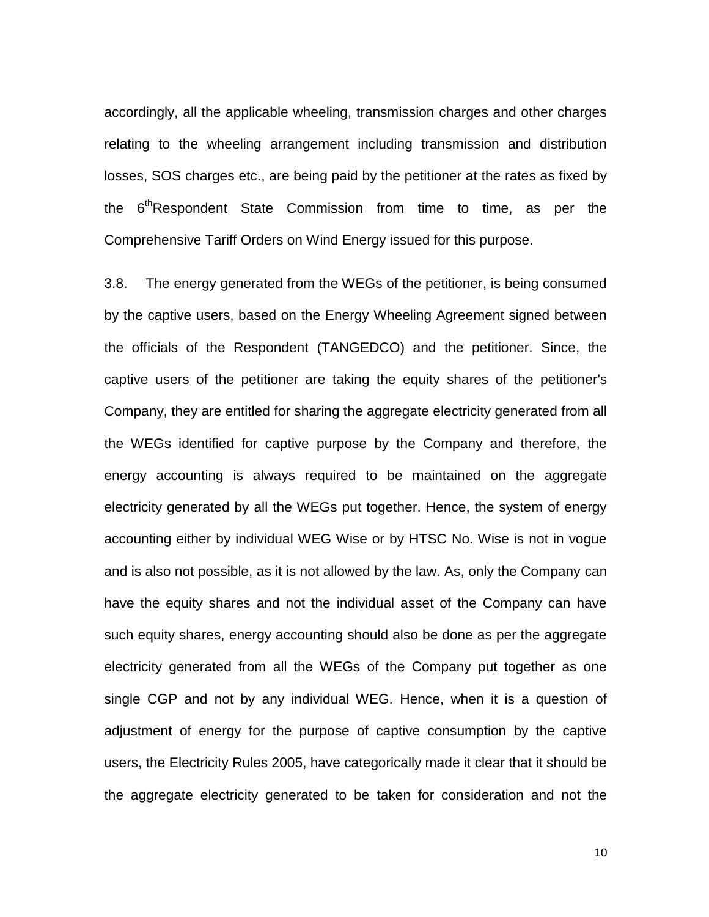accordingly, all the applicable wheeling, transmission charges and other charges relating to the wheeling arrangement including transmission and distribution losses, SOS charges etc., are being paid by the petitioner at the rates as fixed by the 6th Respondent State Commission from time to time, as per the Comprehensive Tariff Orders on Wind Energy issued for this purpose.

3.8. The energy generated from the WEGs of the petitioner, is being consumed by the captive users, based on the Energy Wheeling Agreement signed between the officials of the Respondent (TANGEDCO) and the petitioner. Since, the captive users of the petitioner are taking the equity shares of the petitioner's Company, they are entitled for sharing the aggregate electricity generated from all the WEGs identified for captive purpose by the Company and therefore, the energy accounting is always required to be maintained on the aggregate electricity generated by all the WEGs put together. Hence, the system of energy accounting either by individual WEG Wise or by HTSC No. Wise is not in vogue and is also not possible, as it is not allowed by the law. As, only the Company can have the equity shares and not the individual asset of the Company can have such equity shares, energy accounting should also be done as per the aggregate electricity generated from all the WEGs of the Company put together as one single CGP and not by any individual WEG. Hence, when it is a question of adjustment of energy for the purpose of captive consumption by the captive users, the Electricity Rules 2005, have categorically made it clear that it should be the aggregate electricity generated to be taken for consideration and not the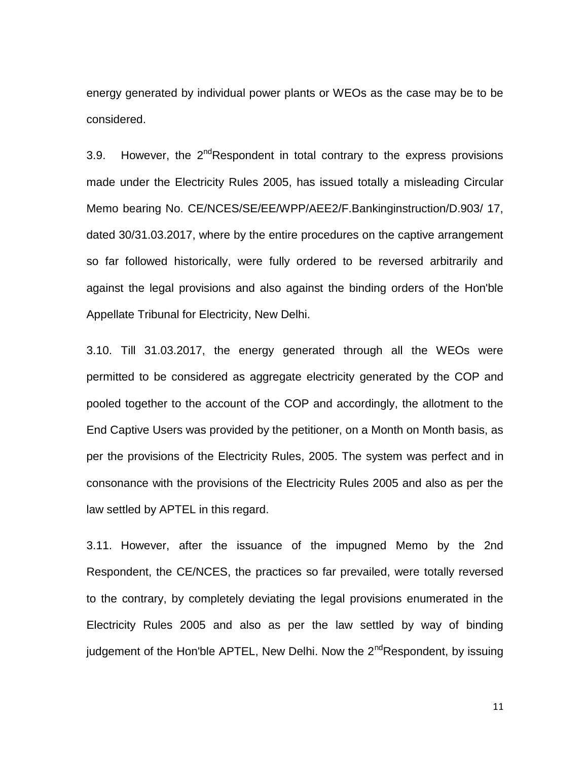energy generated by individual power plants or WEOs as the case may be to be considered.

3.9. However, the 2[nd]Respondent in total contrary to the express provisions made under the Electricity Rules 2005, has issued totally a misleading Circular Memo bearing No. CE/NCES/SE/EE/WPP/AEE2/F.Bankinginstruction/D.903/ 17, dated 30/31.03.2017, where by the entire procedures on the captive arrangement so far followed historically, were fully ordered to be reversed arbitrarily and against the legal provisions and also against the binding orders of the Hon'ble Appellate Tribunal for Electricity, New Delhi.

3.10. Till 31.03.2017, the energy generated through all the WEOs were permitted to be considered as aggregate electricity generated by the COP and pooled together to the account of the COP and accordingly, the allotment to the End Captive Users was provided by the petitioner, on a Month on Month basis, as per the provisions of the Electricity Rules, 2005. The system was perfect and in consonance with the provisions of the Electricity Rules 2005 and also as per the law settled by APTEL in this regard.

3.11. However, after the issuance of the impugned Memo by the 2nd Respondent, the CE/NCES, the practices so far prevailed, were totally reversed to the contrary, by completely deviating the legal provisions enumerated in the Electricity Rules 2005 and also as per the law settled by way of binding judgement of the Hon'ble APTEL, New Delhi. Now the 2[nd]Respondent, by issuing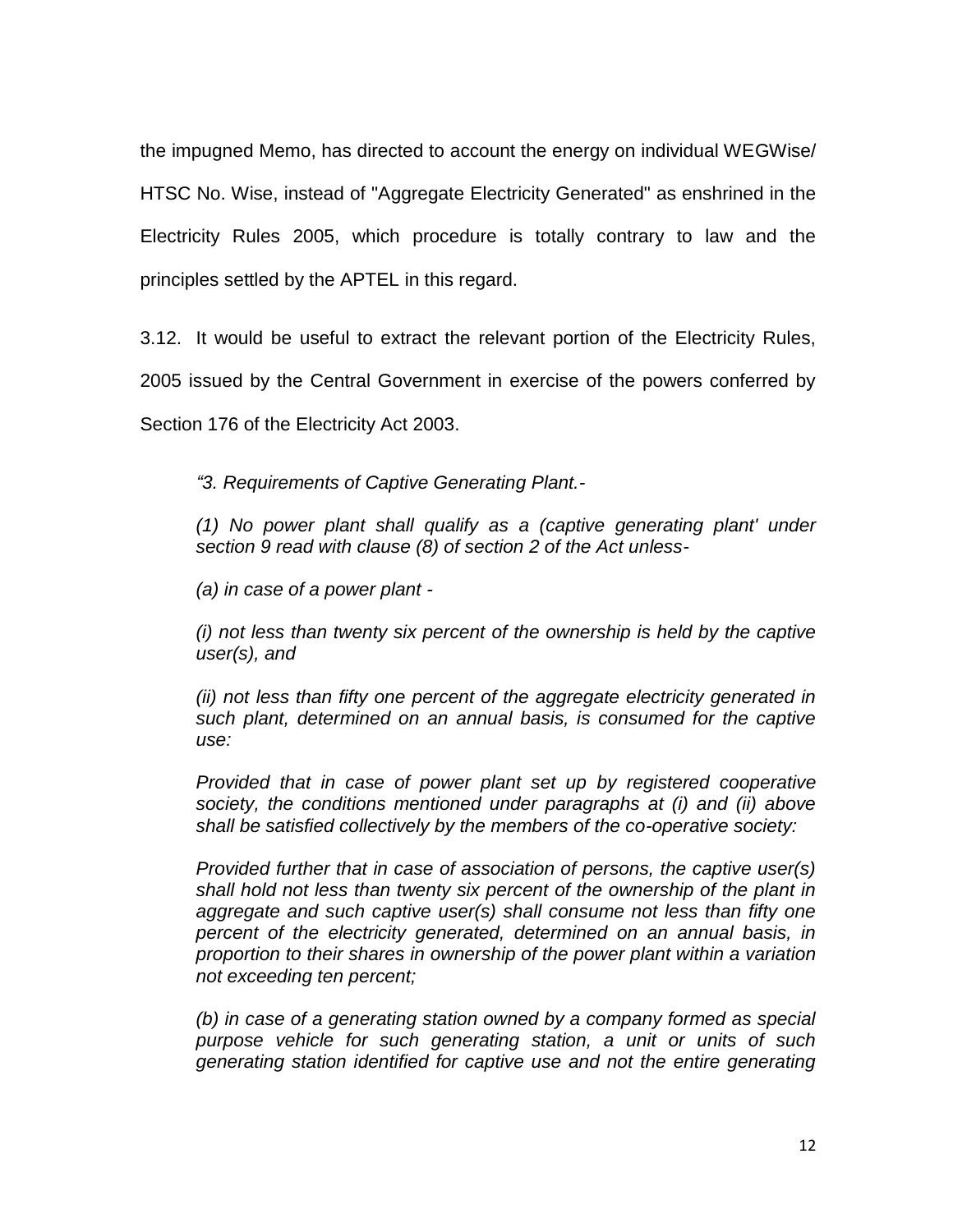the impugned Memo, has directed to account the energy on individual WEGWise/ HTSC No. Wise, instead of "Aggregate Electricity Generated" as enshrined in the Electricity Rules 2005, which procedure is totally contrary to law and the principles settled by the APTEL in this regard.

3.12. It would be useful to extract the relevant portion of the Electricity Rules, 2005 issued by the Central Government in exercise of the powers conferred by Section 176 of the Electricity Act 2003.

> *"3. Requirements of Captive Generating Plant.-*
>
> *(1) No power plant shall qualify as a (captive generating plant' under section 9 read with clause (8) of section 2 of the Act unless-*
>
> *(a) in case of a power plant -*
>
> *(i) not less than twenty six percent of the ownership is held by the captive user(s), and*
>
> *(ii) not less than fifty one percent of the aggregate electricity generated in such plant, determined on an annual basis, is consumed for the captive use:*
>
> *Provided that in case of power plant set up by registered cooperative society, the conditions mentioned under paragraphs at (i) and (ii) above shall be satisfied collectively by the members of the co-operative society:*
>
> *Provided further that in case of association of persons, the captive user(s) shall hold not less than twenty six percent of the ownership of the plant in aggregate and such captive user(s) shall consume not less than fifty one percent of the electricity generated, determined on an annual basis, in proportion to their shares in ownership of the power plant within a variation not exceeding ten percent;*
>
> *(b) in case of a generating station owned by a company formed as special purpose vehicle for such generating station, a unit or units of such generating station identified for captive use and not the entire generating*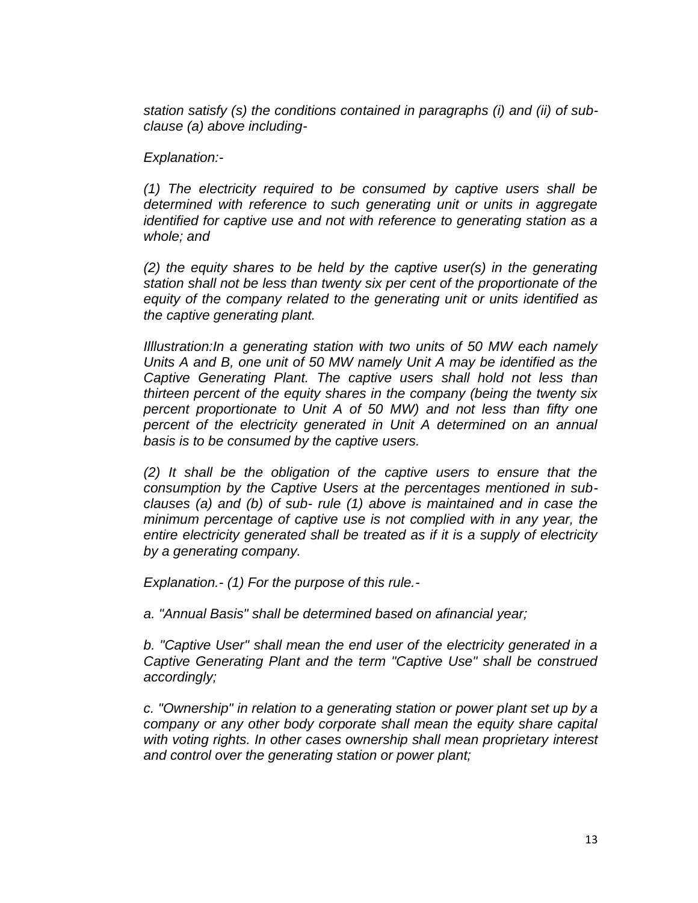*station satisfy (s) the conditions contained in paragraphs (i) and (ii) of sub-clause (a) above including-*

*Explanation:-*

*(1) The electricity required to be consumed by captive users shall be determined with reference to such generating unit or units in aggregate identified for captive use and not with reference to generating station as a whole; and*

*(2) the equity shares to be held by the captive user(s) in the generating station shall not be less than twenty six per cent of the proportionate of the equity of the company related to the generating unit or units identified as the captive generating plant.*

*Illlustration:In a generating station with two units of 50 MW each namely Units A and B, one unit of 50 MW namely Unit A may be identified as the Captive Generating Plant. The captive users shall hold not less than thirteen percent of the equity shares in the company (being the twenty six percent proportionate to Unit A of 50 MW) and not less than fifty one percent of the electricity generated in Unit A determined on an annual basis is to be consumed by the captive users.*

*(2) It shall be the obligation of the captive users to ensure that the consumption by the Captive Users at the percentages mentioned in sub-clauses (a) and (b) of sub- rule (1) above is maintained and in case the minimum percentage of captive use is not complied with in any year, the entire electricity generated shall be treated as if it is a supply of electricity by a generating company.*

*Explanation.- (1) For the purpose of this rule.-*

*a. "Annual Basis" shall be determined based on afinancial year;*

*b. "Captive User" shall mean the end user of the electricity generated in a Captive Generating Plant and the term "Captive Use" shall be construed accordingly;*

*c. "Ownership" in relation to a generating station or power plant set up by a company or any other body corporate shall mean the equity share capital with voting rights. In other cases ownership shall mean proprietary interest and control over the generating station or power plant;*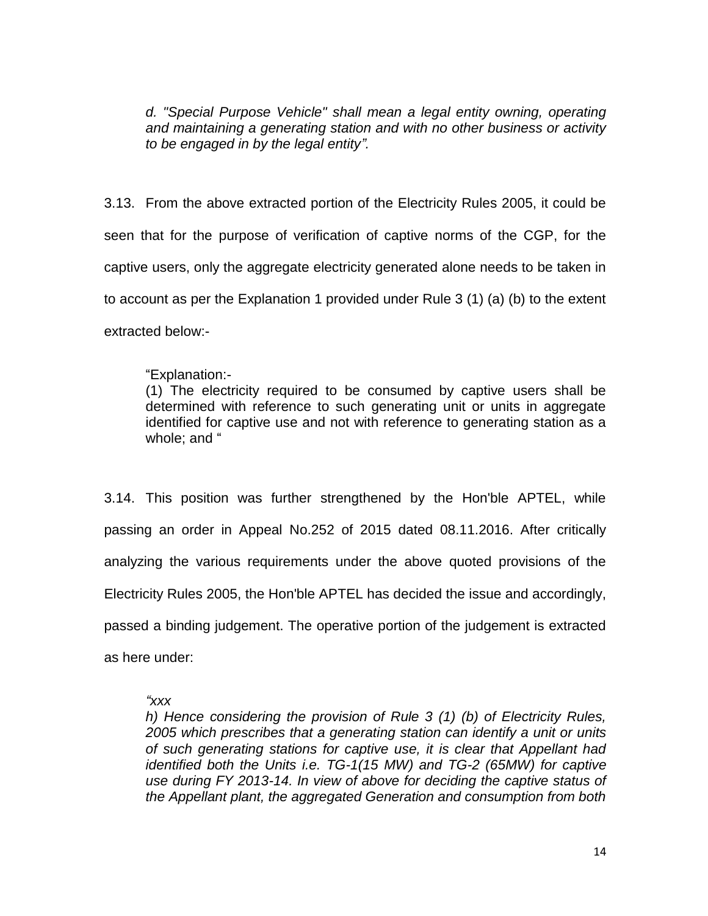> *d. "Special Purpose Vehicle" shall mean a legal entity owning, operating and maintaining a generating station and with no other business or activity to be engaged in by the legal entity".*

3.13. From the above extracted portion of the Electricity Rules 2005, it could be seen that for the purpose of verification of captive norms of the CGP, for the captive users, only the aggregate electricity generated alone needs to be taken in to account as per the Explanation 1 provided under Rule 3 (1) (a) (b) to the extent extracted below:-

> "Explanation:-
> (1) The electricity required to be consumed by captive users shall be determined with reference to such generating unit or units in aggregate identified for captive use and not with reference to generating station as a whole; and "

3.14. This position was further strengthened by the Hon'ble APTEL, while passing an order in Appeal No.252 of 2015 dated 08.11.2016. After critically analyzing the various requirements under the above quoted provisions of the Electricity Rules 2005, the Hon'ble APTEL has decided the issue and accordingly, passed a binding judgement. The operative portion of the judgement is extracted as here under:

> *"xxx*
> *h) Hence considering the provision of Rule 3 (1) (b) of Electricity Rules, 2005 which prescribes that a generating station can identify a unit or units of such generating stations for captive use, it is clear that Appellant had identified both the Units i.e. TG-1(15 MW) and TG-2 (65MW) for captive use during FY 2013-14. In view of above for deciding the captive status of the Appellant plant, the aggregated Generation and consumption from both*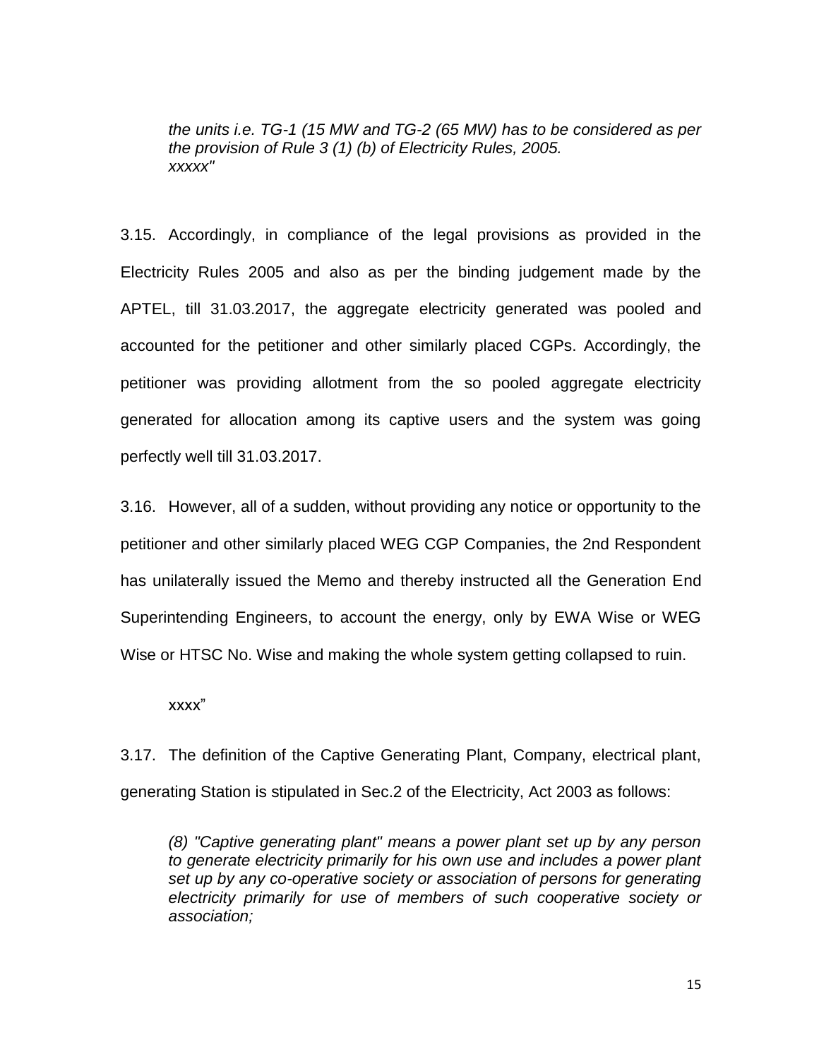*the units i.e. TG-1 (15 MW and TG-2 (65 MW) has to be considered as per the provision of Rule 3 (1) (b) of Electricity Rules, 2005. xxxxx"*

3.15. Accordingly, in compliance of the legal provisions as provided in the Electricity Rules 2005 and also as per the binding judgement made by the APTEL, till 31.03.2017, the aggregate electricity generated was pooled and accounted for the petitioner and other similarly placed CGPs. Accordingly, the petitioner was providing allotment from the so pooled aggregate electricity generated for allocation among its captive users and the system was going perfectly well till 31.03.2017.

3.16. However, all of a sudden, without providing any notice or opportunity to the petitioner and other similarly placed WEG CGP Companies, the 2nd Respondent has unilaterally issued the Memo and thereby instructed all the Generation End Superintending Engineers, to account the energy, only by EWA Wise or WEG Wise or HTSC No. Wise and making the whole system getting collapsed to ruin.

xxxx"

3.17. The definition of the Captive Generating Plant, Company, electrical plant, generating Station is stipulated in Sec.2 of the Electricity, Act 2003 as follows:

*(8) "Captive generating plant" means a power plant set up by any person to generate electricity primarily for his own use and includes a power plant set up by any co-operative society or association of persons for generating electricity primarily for use of members of such cooperative society or association;*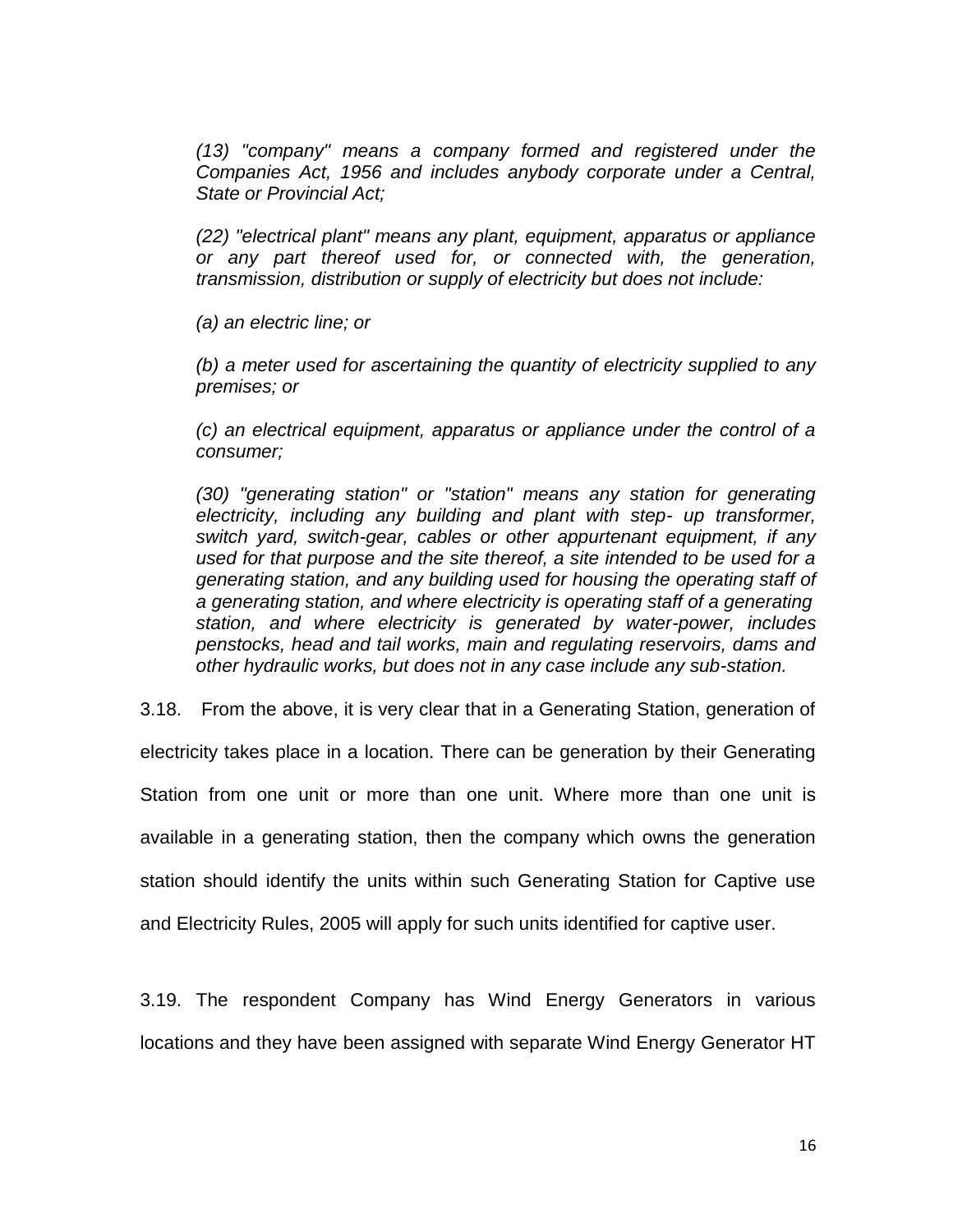*(13) "company" means a company formed and registered under the Companies Act, 1956 and includes anybody corporate under a Central, State or Provincial Act;*

*(22) "electrical plant" means any plant, equipment, apparatus or appliance or any part thereof used for, or connected with, the generation, transmission, distribution or supply of electricity but does not include:*

*(a) an electric line; or*

*(b) a meter used for ascertaining the quantity of electricity supplied to any premises; or*

*(c) an electrical equipment, apparatus or appliance under the control of a consumer;*

*(30) "generating station" or "station" means any station for generating electricity, including any building and plant with step- up transformer, switch yard, switch-gear, cables or other appurtenant equipment, if any used for that purpose and the site thereof, a site intended to be used for a generating station, and any building used for housing the operating staff of a generating station, and where electricity is operating staff of a generating station, and where electricity is generated by water-power, includes penstocks, head and tail works, main and regulating reservoirs, dams and other hydraulic works, but does not in any case include any sub-station.*

3.18. From the above, it is very clear that in a Generating Station, generation of electricity takes place in a location. There can be generation by their Generating Station from one unit or more than one unit. Where more than one unit is available in a generating station, then the company which owns the generation station should identify the units within such Generating Station for Captive use and Electricity Rules, 2005 will apply for such units identified for captive user.

3.19. The respondent Company has Wind Energy Generators in various locations and they have been assigned with separate Wind Energy Generator HT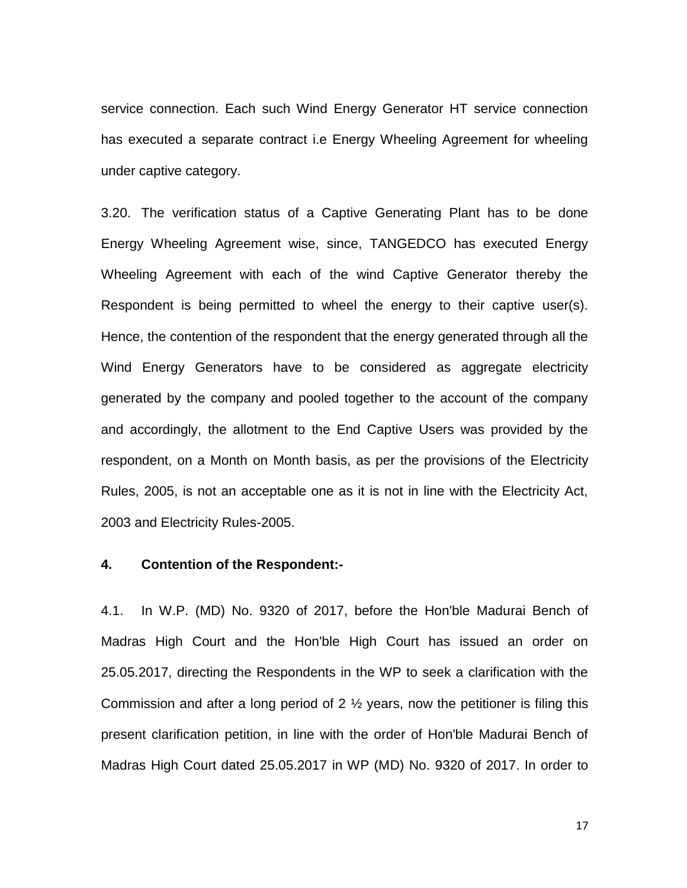service connection. Each such Wind Energy Generator HT service connection has executed a separate contract i.e Energy Wheeling Agreement for wheeling under captive category.

3.20. The verification status of a Captive Generating Plant has to be done Energy Wheeling Agreement wise, since, TANGEDCO has executed Energy Wheeling Agreement with each of the wind Captive Generator thereby the Respondent is being permitted to wheel the energy to their captive user(s). Hence, the contention of the respondent that the energy generated through all the Wind Energy Generators have to be considered as aggregate electricity generated by the company and pooled together to the account of the company and accordingly, the allotment to the End Captive Users was provided by the respondent, on a Month on Month basis, as per the provisions of the Electricity Rules, 2005, is not an acceptable one as it is not in line with the Electricity Act, 2003 and Electricity Rules-2005.

**4. Contention of the Respondent:-**

4.1. In W.P. (MD) No. 9320 of 2017, before the Hon'ble Madurai Bench of Madras High Court and the Hon'ble High Court has issued an order on 25.05.2017, directing the Respondents in the WP to seek a clarification with the Commission and after a long period of 2 ½ years, now the petitioner is filing this present clarification petition, in line with the order of Hon'ble Madurai Bench of Madras High Court dated 25.05.2017 in WP (MD) No. 9320 of 2017. In order to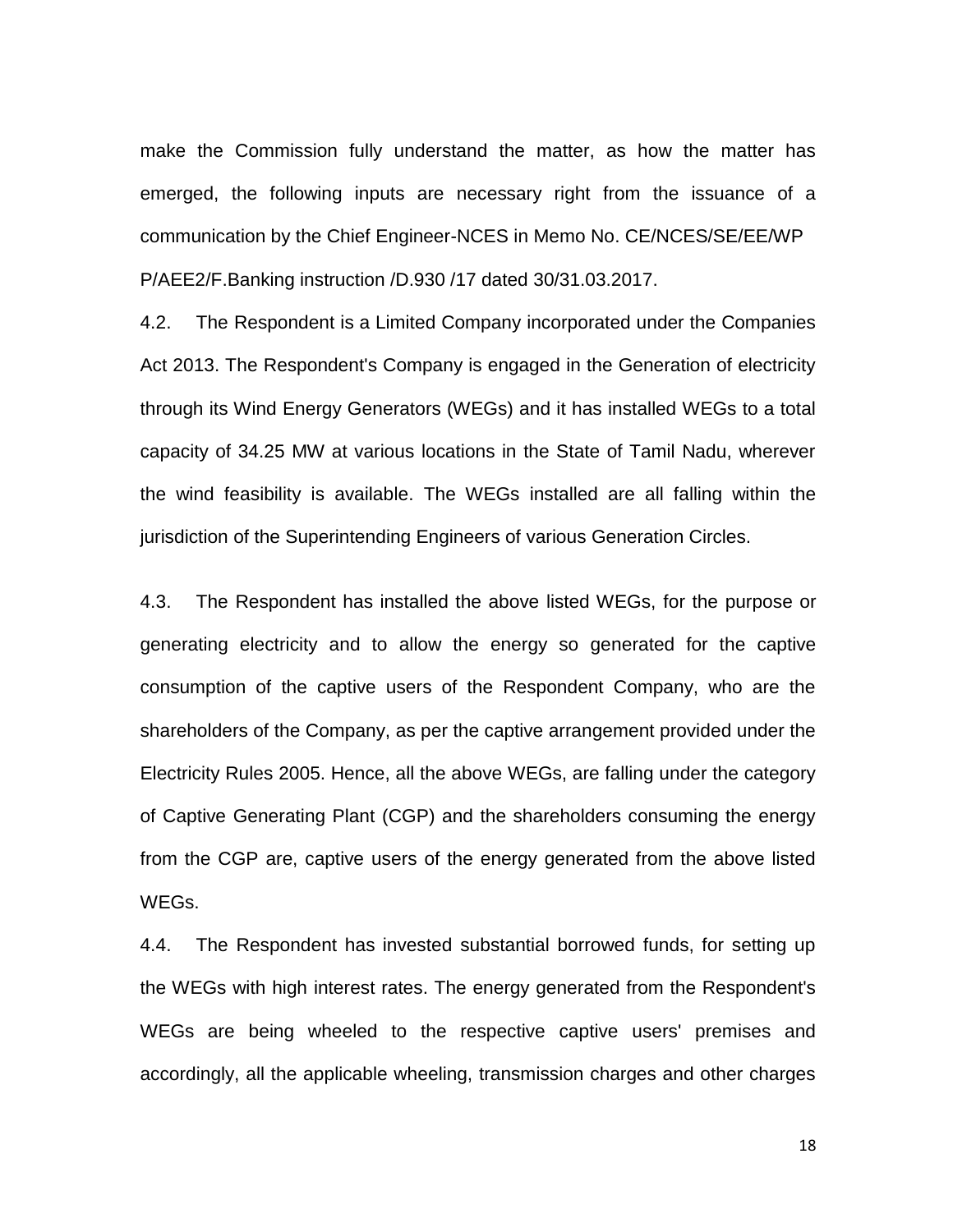make the Commission fully understand the matter, as how the matter has emerged, the following inputs are necessary right from the issuance of a communication by the Chief Engineer-NCES in Memo No. CE/NCES/SE/EE/WP P/AEE2/F.Banking instruction /D.930 /17 dated 30/31.03.2017.

4.2. The Respondent is a Limited Company incorporated under the Companies Act 2013. The Respondent's Company is engaged in the Generation of electricity through its Wind Energy Generators (WEGs) and it has installed WEGs to a total capacity of 34.25 MW at various locations in the State of Tamil Nadu, wherever the wind feasibility is available. The WEGs installed are all falling within the jurisdiction of the Superintending Engineers of various Generation Circles.

4.3. The Respondent has installed the above listed WEGs, for the purpose or generating electricity and to allow the energy so generated for the captive consumption of the captive users of the Respondent Company, who are the shareholders of the Company, as per the captive arrangement provided under the Electricity Rules 2005. Hence, all the above WEGs, are falling under the category of Captive Generating Plant (CGP) and the shareholders consuming the energy from the CGP are, captive users of the energy generated from the above listed WEGs.

4.4. The Respondent has invested substantial borrowed funds, for setting up the WEGs with high interest rates. The energy generated from the Respondent's WEGs are being wheeled to the respective captive users' premises and accordingly, all the applicable wheeling, transmission charges and other charges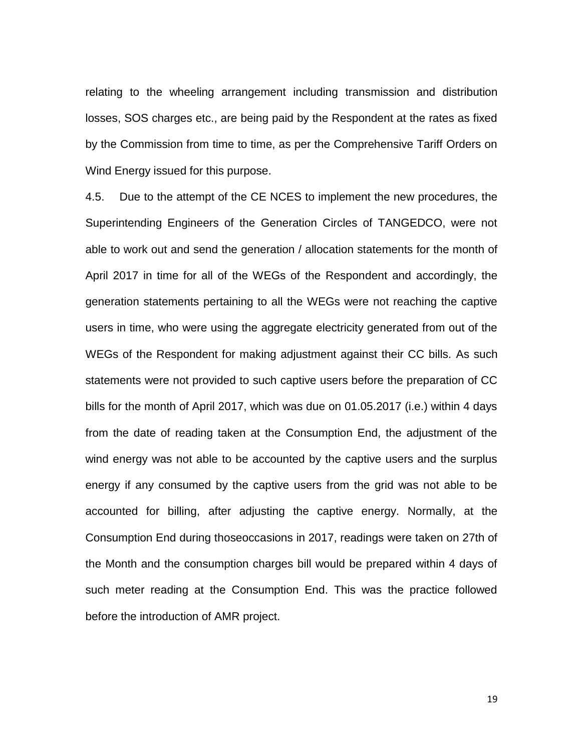relating to the wheeling arrangement including transmission and distribution losses, SOS charges etc., are being paid by the Respondent at the rates as fixed by the Commission from time to time, as per the Comprehensive Tariff Orders on Wind Energy issued for this purpose.

4.5. Due to the attempt of the CE NCES to implement the new procedures, the Superintending Engineers of the Generation Circles of TANGEDCO, were not able to work out and send the generation / allocation statements for the month of April 2017 in time for all of the WEGs of the Respondent and accordingly, the generation statements pertaining to all the WEGs were not reaching the captive users in time, who were using the aggregate electricity generated from out of the WEGs of the Respondent for making adjustment against their CC bills. As such statements were not provided to such captive users before the preparation of CC bills for the month of April 2017, which was due on 01.05.2017 (i.e.) within 4 days from the date of reading taken at the Consumption End, the adjustment of the wind energy was not able to be accounted by the captive users and the surplus energy if any consumed by the captive users from the grid was not able to be accounted for billing, after adjusting the captive energy. Normally, at the Consumption End during thoseoccasions in 2017, readings were taken on 27th of the Month and the consumption charges bill would be prepared within 4 days of such meter reading at the Consumption End. This was the practice followed before the introduction of AMR project.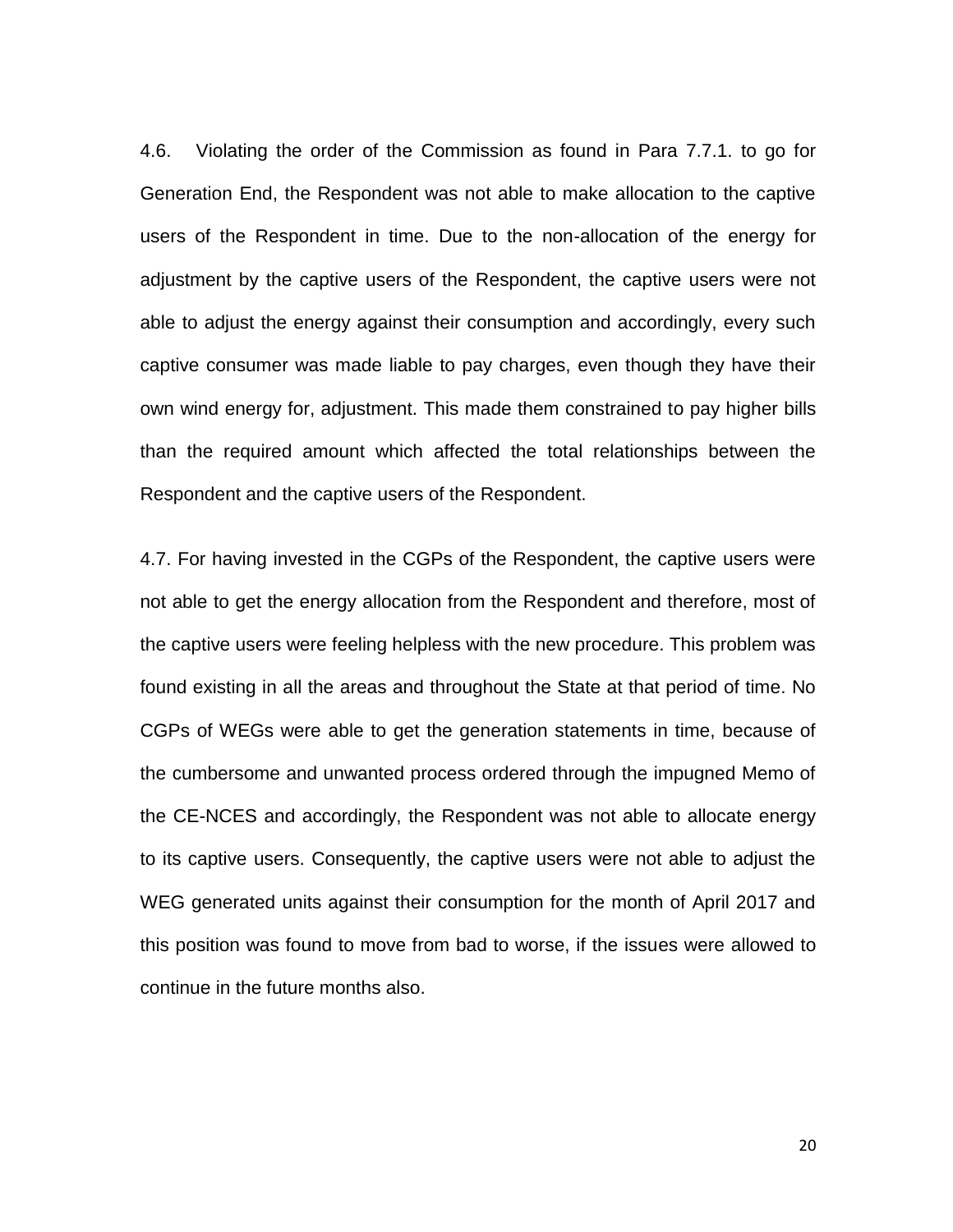4.6. Violating the order of the Commission as found in Para 7.7.1. to go for Generation End, the Respondent was not able to make allocation to the captive users of the Respondent in time. Due to the non-allocation of the energy for adjustment by the captive users of the Respondent, the captive users were not able to adjust the energy against their consumption and accordingly, every such captive consumer was made liable to pay charges, even though they have their own wind energy for, adjustment. This made them constrained to pay higher bills than the required amount which affected the total relationships between the Respondent and the captive users of the Respondent.

4.7. For having invested in the CGPs of the Respondent, the captive users were not able to get the energy allocation from the Respondent and therefore, most of the captive users were feeling helpless with the new procedure. This problem was found existing in all the areas and throughout the State at that period of time. No CGPs of WEGs were able to get the generation statements in time, because of the cumbersome and unwanted process ordered through the impugned Memo of the CE-NCES and accordingly, the Respondent was not able to allocate energy to its captive users. Consequently, the captive users were not able to adjust the WEG generated units against their consumption for the month of April 2017 and this position was found to move from bad to worse, if the issues were allowed to continue in the future months also.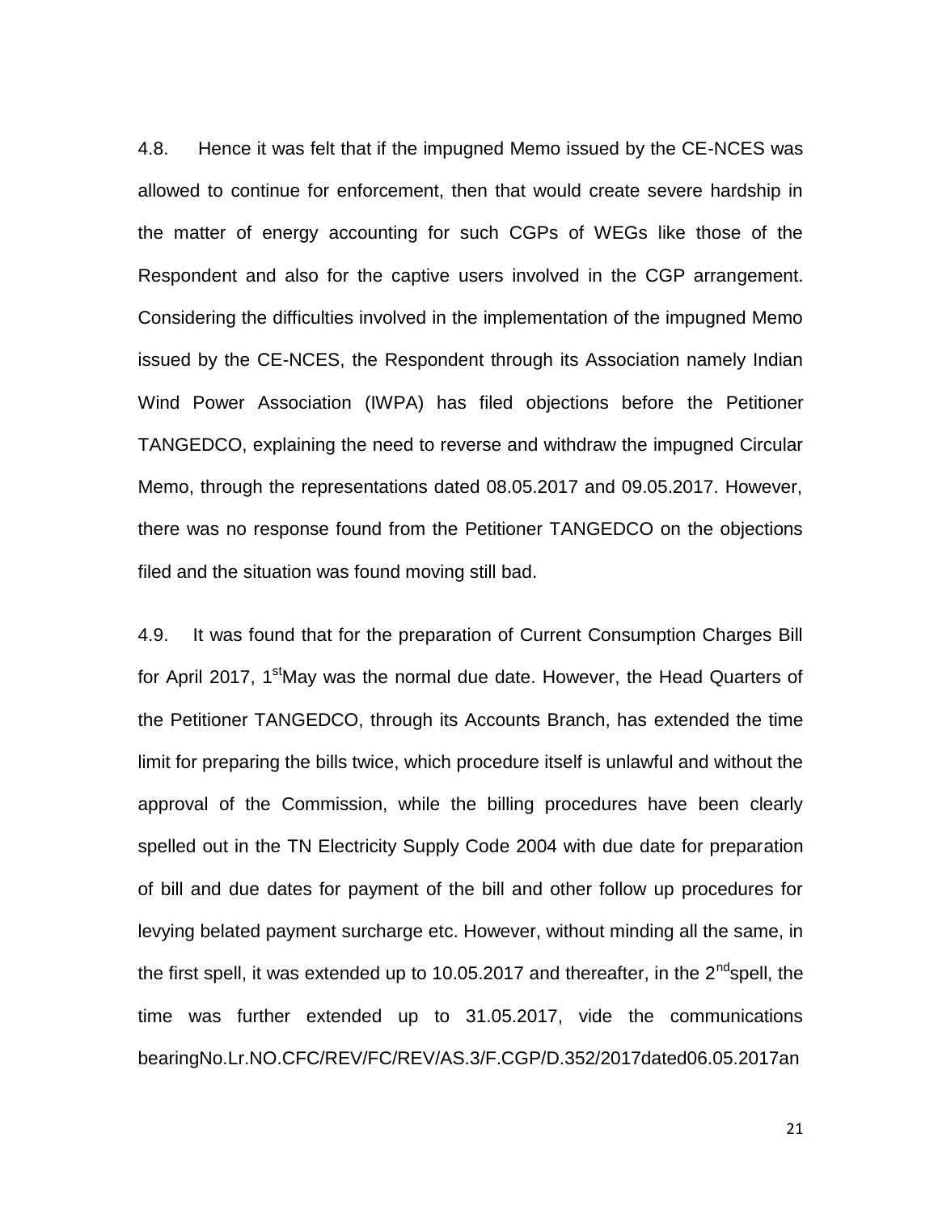4.8. Hence it was felt that if the impugned Memo issued by the CE-NCES was allowed to continue for enforcement, then that would create severe hardship in the matter of energy accounting for such CGPs of WEGs like those of the Respondent and also for the captive users involved in the CGP arrangement. Considering the difficulties involved in the implementation of the impugned Memo issued by the CE-NCES, the Respondent through its Association namely Indian Wind Power Association (IWPA) has filed objections before the Petitioner TANGEDCO, explaining the need to reverse and withdraw the impugned Circular Memo, through the representations dated 08.05.2017 and 09.05.2017. However, there was no response found from the Petitioner TANGEDCO on the objections filed and the situation was found moving still bad.

4.9. It was found that for the preparation of Current Consumption Charges Bill for April 2017, 1st May was the normal due date. However, the Head Quarters of the Petitioner TANGEDCO, through its Accounts Branch, has extended the time limit for preparing the bills twice, which procedure itself is unlawful and without the approval of the Commission, while the billing procedures have been clearly spelled out in the TN Electricity Supply Code 2004 with due date for preparation of bill and due dates for payment of the bill and other follow up procedures for levying belated payment surcharge etc. However, without minding all the same, in the first spell, it was extended up to 10.05.2017 and thereafter, in the 2nd spell, the time was further extended up to 31.05.2017, vide the communications bearingNo.Lr.NO.CFC/REV/FC/REV/AS.3/F.CGP/D.352/2017dated06.05.2017an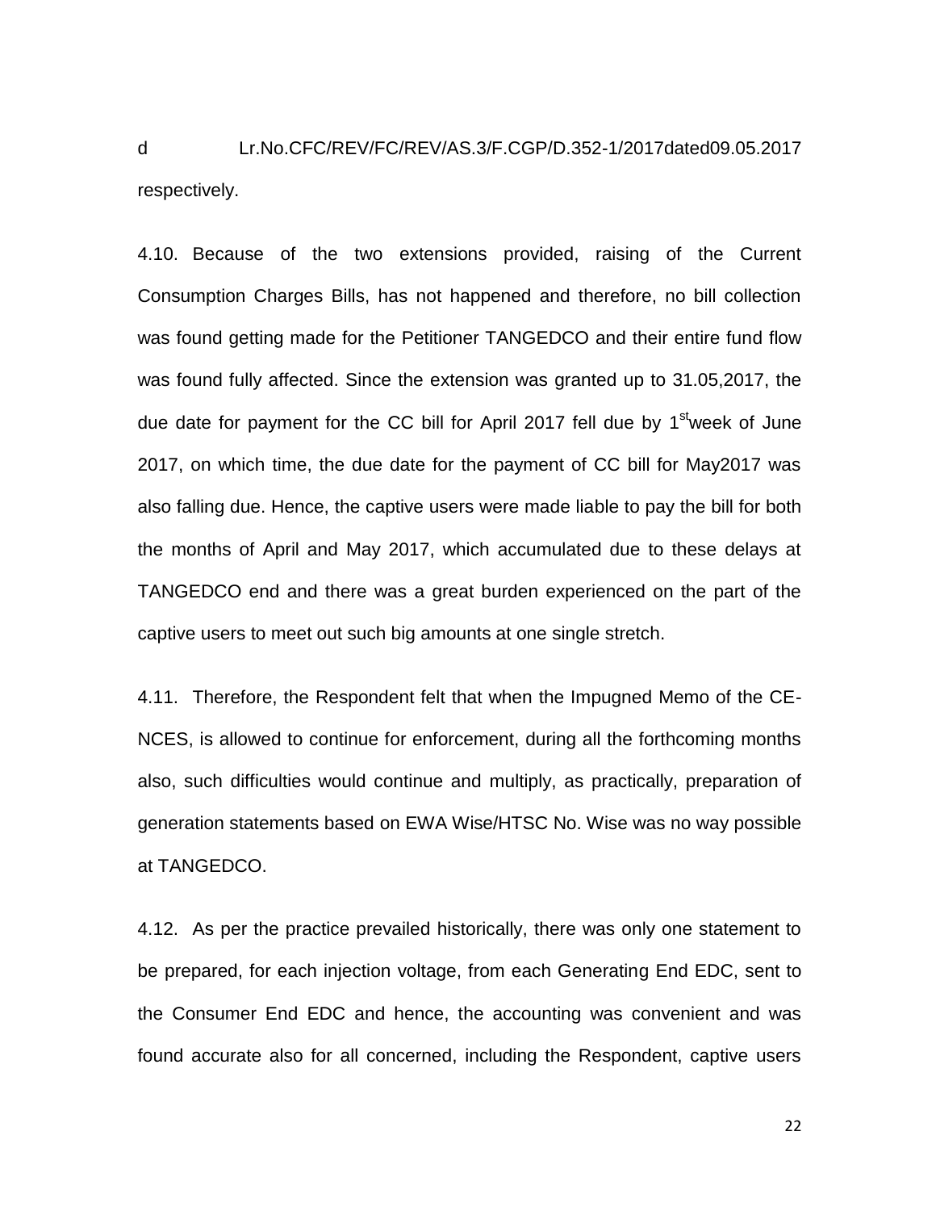d Lr.No.CFC/REV/FC/REV/AS.3/F.CGP/D.352-1/2017dated09.05.2017 respectively.

4.10. Because of the two extensions provided, raising of the Current Consumption Charges Bills, has not happened and therefore, no bill collection was found getting made for the Petitioner TANGEDCO and their entire fund flow was found fully affected. Since the extension was granted up to 31.05,2017, the due date for payment for the CC bill for April 2017 fell due by 1st week of June 2017, on which time, the due date for the payment of CC bill for May2017 was also falling due. Hence, the captive users were made liable to pay the bill for both the months of April and May 2017, which accumulated due to these delays at TANGEDCO end and there was a great burden experienced on the part of the captive users to meet out such big amounts at one single stretch.

4.11. Therefore, the Respondent felt that when the Impugned Memo of the CE-NCES, is allowed to continue for enforcement, during all the forthcoming months also, such difficulties would continue and multiply, as practically, preparation of generation statements based on EWA Wise/HTSC No. Wise was no way possible at TANGEDCO.

4.12. As per the practice prevailed historically, there was only one statement to be prepared, for each injection voltage, from each Generating End EDC, sent to the Consumer End EDC and hence, the accounting was convenient and was found accurate also for all concerned, including the Respondent, captive users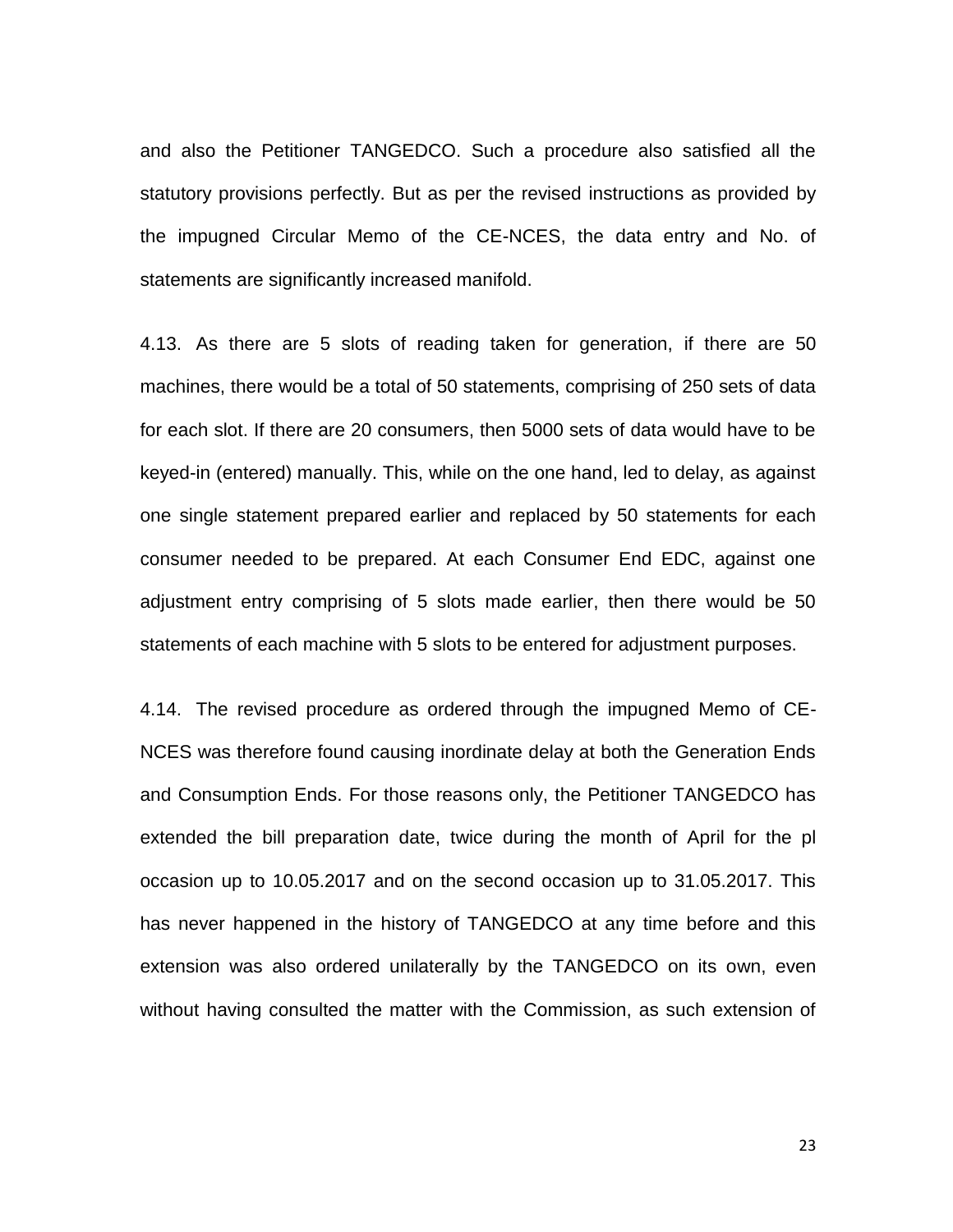and also the Petitioner TANGEDCO. Such a procedure also satisfied all the statutory provisions perfectly. But as per the revised instructions as provided by the impugned Circular Memo of the CE-NCES, the data entry and No. of statements are significantly increased manifold.

4.13. As there are 5 slots of reading taken for generation, if there are 50 machines, there would be a total of 50 statements, comprising of 250 sets of data for each slot. If there are 20 consumers, then 5000 sets of data would have to be keyed-in (entered) manually. This, while on the one hand, led to delay, as against one single statement prepared earlier and replaced by 50 statements for each consumer needed to be prepared. At each Consumer End EDC, against one adjustment entry comprising of 5 slots made earlier, then there would be 50 statements of each machine with 5 slots to be entered for adjustment purposes.

4.14. The revised procedure as ordered through the impugned Memo of CE-NCES was therefore found causing inordinate delay at both the Generation Ends and Consumption Ends. For those reasons only, the Petitioner TANGEDCO has extended the bill preparation date, twice during the month of April for the pl occasion up to 10.05.2017 and on the second occasion up to 31.05.2017. This has never happened in the history of TANGEDCO at any time before and this extension was also ordered unilaterally by the TANGEDCO on its own, even without having consulted the matter with the Commission, as such extension of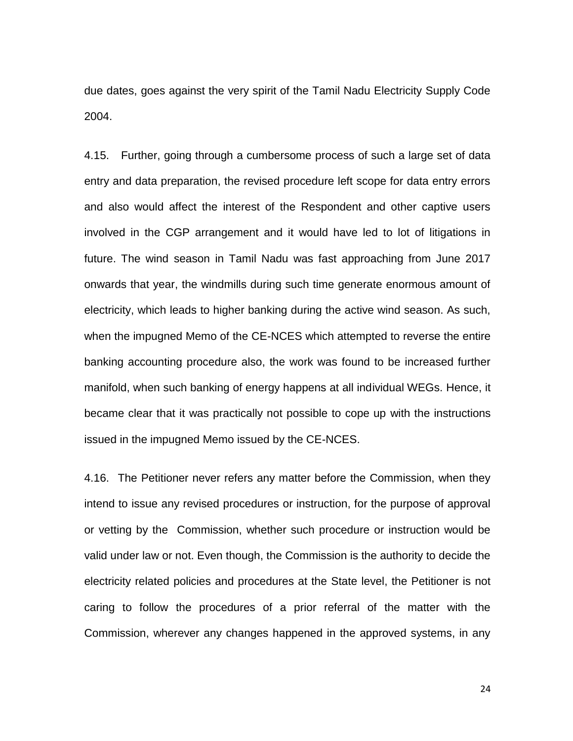due dates, goes against the very spirit of the Tamil Nadu Electricity Supply Code 2004.

4.15. Further, going through a cumbersome process of such a large set of data entry and data preparation, the revised procedure left scope for data entry errors and also would affect the interest of the Respondent and other captive users involved in the CGP arrangement and it would have led to lot of litigations in future. The wind season in Tamil Nadu was fast approaching from June 2017 onwards that year, the windmills during such time generate enormous amount of electricity, which leads to higher banking during the active wind season. As such, when the impugned Memo of the CE-NCES which attempted to reverse the entire banking accounting procedure also, the work was found to be increased further manifold, when such banking of energy happens at all individual WEGs. Hence, it became clear that it was practically not possible to cope up with the instructions issued in the impugned Memo issued by the CE-NCES.

4.16. The Petitioner never refers any matter before the Commission, when they intend to issue any revised procedures or instruction, for the purpose of approval or vetting by the Commission, whether such procedure or instruction would be valid under law or not. Even though, the Commission is the authority to decide the electricity related policies and procedures at the State level, the Petitioner is not caring to follow the procedures of a prior referral of the matter with the Commission, wherever any changes happened in the approved systems, in any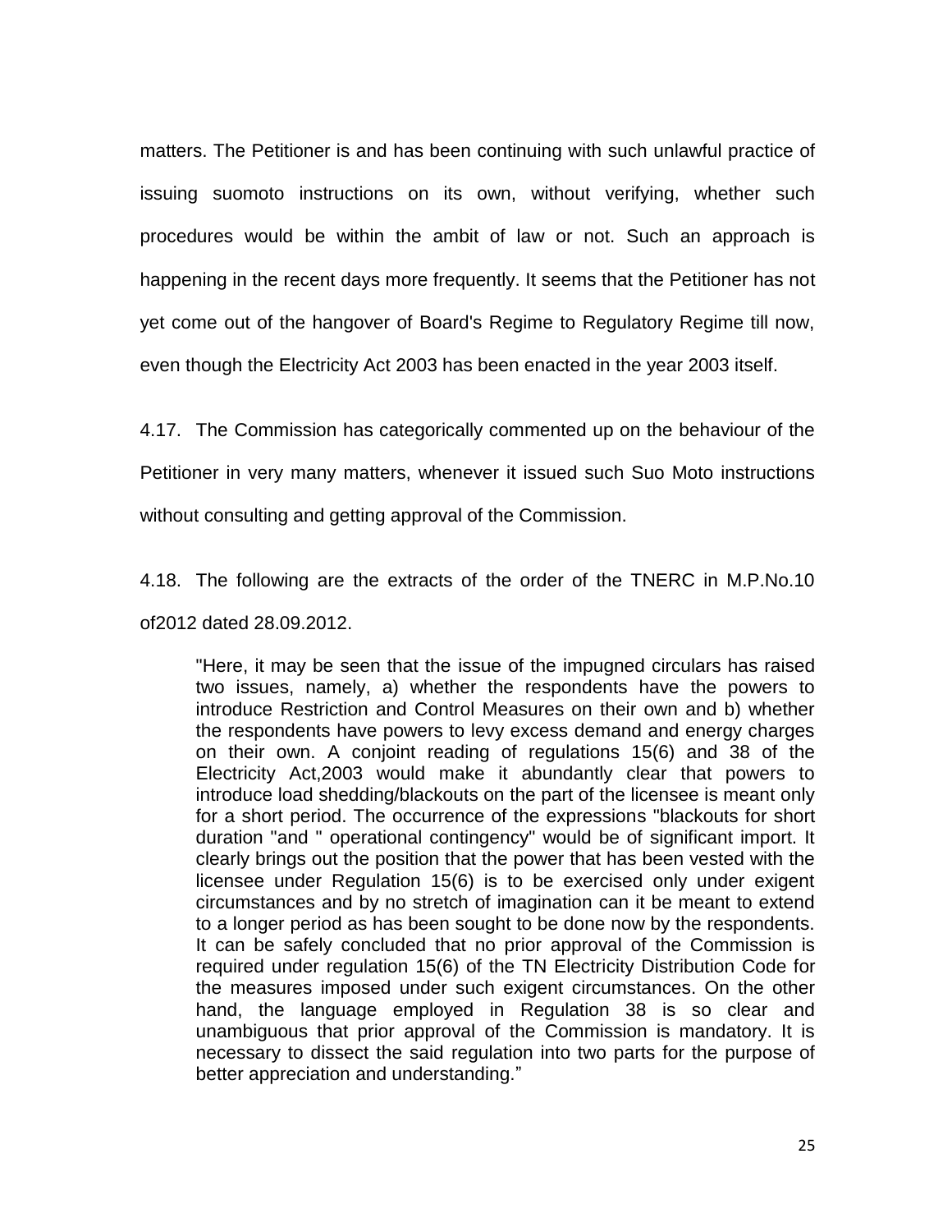matters. The Petitioner is and has been continuing with such unlawful practice of issuing suomoto instructions on its own, without verifying, whether such procedures would be within the ambit of law or not. Such an approach is happening in the recent days more frequently. It seems that the Petitioner has not yet come out of the hangover of Board's Regime to Regulatory Regime till now, even though the Electricity Act 2003 has been enacted in the year 2003 itself.

4.17. The Commission has categorically commented up on the behaviour of the Petitioner in very many matters, whenever it issued such Suo Moto instructions without consulting and getting approval of the Commission.

4.18. The following are the extracts of the order of the TNERC in M.P.No.10 of2012 dated 28.09.2012.

> "Here, it may be seen that the issue of the impugned circulars has raised two issues, namely, a) whether the respondents have the powers to introduce Restriction and Control Measures on their own and b) whether the respondents have powers to levy excess demand and energy charges on their own. A conjoint reading of regulations 15(6) and 38 of the Electricity Act,2003 would make it abundantly clear that powers to introduce load shedding/blackouts on the part of the licensee is meant only for a short period. The occurrence of the expressions "blackouts for short duration "and " operational contingency" would be of significant import. It clearly brings out the position that the power that has been vested with the licensee under Regulation 15(6) is to be exercised only under exigent circumstances and by no stretch of imagination can it be meant to extend to a longer period as has been sought to be done now by the respondents. It can be safely concluded that no prior approval of the Commission is required under regulation 15(6) of the TN Electricity Distribution Code for the measures imposed under such exigent circumstances. On the other hand, the language employed in Regulation 38 is so clear and unambiguous that prior approval of the Commission is mandatory. It is necessary to dissect the said regulation into two parts for the purpose of better appreciation and understanding."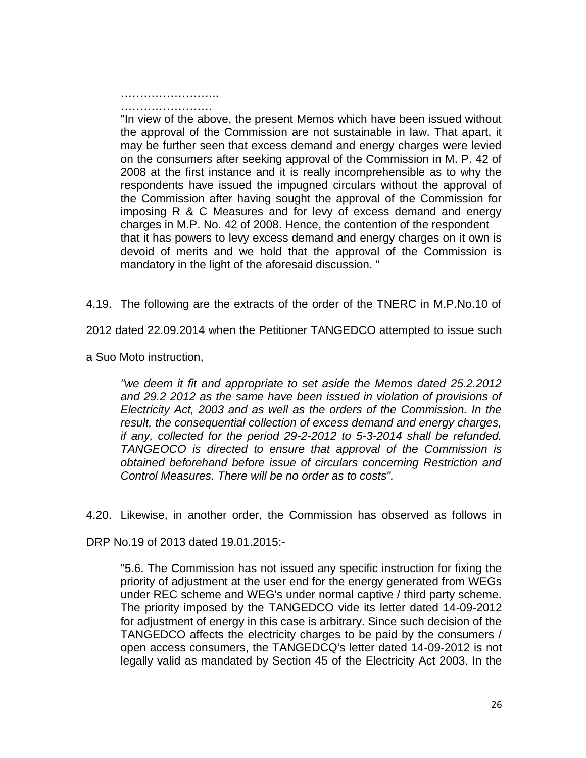> ……………………..
> ……………………
> "In view of the above, the present Memos which have been issued without the approval of the Commission are not sustainable in law. That apart, it may be further seen that excess demand and energy charges were levied on the consumers after seeking approval of the Commission in M. P. 42 of 2008 at the first instance and it is really incomprehensible as to why the respondents have issued the impugned circulars without the approval of the Commission after having sought the approval of the Commission for imposing R & C Measures and for levy of excess demand and energy charges in M.P. No. 42 of 2008. Hence, the contention of the respondent that it has powers to levy excess demand and energy charges on it own is devoid of merits and we hold that the approval of the Commission is mandatory in the light of the aforesaid discussion. "

4.19. The following are the extracts of the order of the TNERC in M.P.No.10 of 2012 dated 22.09.2014 when the Petitioner TANGEDCO attempted to issue such a Suo Moto instruction,

> *"we deem it fit and appropriate to set aside the Memos dated 25.2.2012 and 29.2 2012 as the same have been issued in violation of provisions of Electricity Act, 2003 and as well as the orders of the Commission. In the result, the consequential collection of excess demand and energy charges, if any, collected for the period 29-2-2012 to 5-3-2014 shall be refunded. TANGEOCO is directed to ensure that approval of the Commission is obtained beforehand before issue of circulars concerning Restriction and Control Measures. There will be no order as to costs".*

4.20. Likewise, in another order, the Commission has observed as follows in DRP No.19 of 2013 dated 19.01.2015:-

> "5.6. The Commission has not issued any specific instruction for fixing the priority of adjustment at the user end for the energy generated from WEGs under REC scheme and WEG's under normal captive / third party scheme. The priority imposed by the TANGEDCO vide its letter dated 14-09-2012 for adjustment of energy in this case is arbitrary. Since such decision of the TANGEDCO affects the electricity charges to be paid by the consumers / open access consumers, the TANGEDCQ's letter dated 14-09-2012 is not legally valid as mandated by Section 45 of the Electricity Act 2003. In the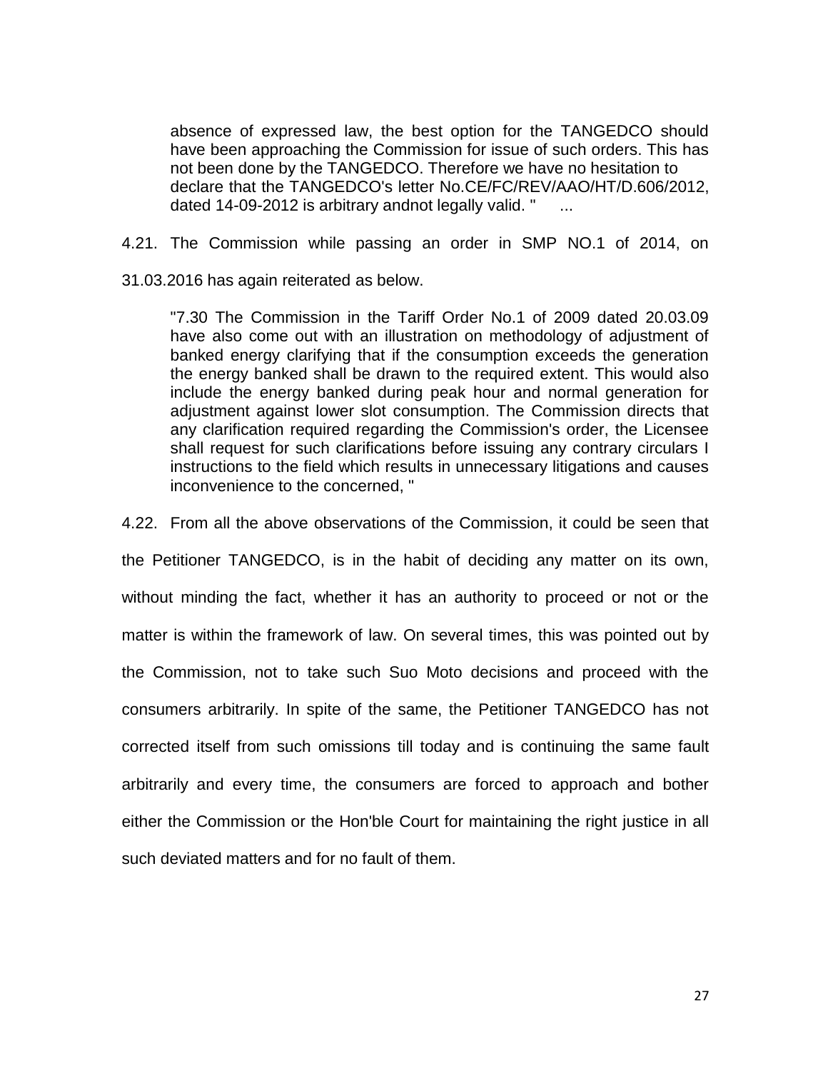> absence of expressed law, the best option for the TANGEDCO should have been approaching the Commission for issue of such orders. This has not been done by the TANGEDCO. Therefore we have no hesitation to declare that the TANGEDCO's letter No.CE/FC/REV/AAO/HT/D.606/2012, dated 14-09-2012 is arbitrary andnot legally valid. " ...

4.21. The Commission while passing an order in SMP NO.1 of 2014, on 31.03.2016 has again reiterated as below.

> "7.30 The Commission in the Tariff Order No.1 of 2009 dated 20.03.09 have also come out with an illustration on methodology of adjustment of banked energy clarifying that if the consumption exceeds the generation the energy banked shall be drawn to the required extent. This would also include the energy banked during peak hour and normal generation for adjustment against lower slot consumption. The Commission directs that any clarification required regarding the Commission's order, the Licensee shall request for such clarifications before issuing any contrary circulars I instructions to the field which results in unnecessary litigations and causes inconvenience to the concerned, "

4.22. From all the above observations of the Commission, it could be seen that the Petitioner TANGEDCO, is in the habit of deciding any matter on its own, without minding the fact, whether it has an authority to proceed or not or the matter is within the framework of law. On several times, this was pointed out by the Commission, not to take such Suo Moto decisions and proceed with the consumers arbitrarily. In spite of the same, the Petitioner TANGEDCO has not corrected itself from such omissions till today and is continuing the same fault arbitrarily and every time, the consumers are forced to approach and bother either the Commission or the Hon'ble Court for maintaining the right justice in all such deviated matters and for no fault of them.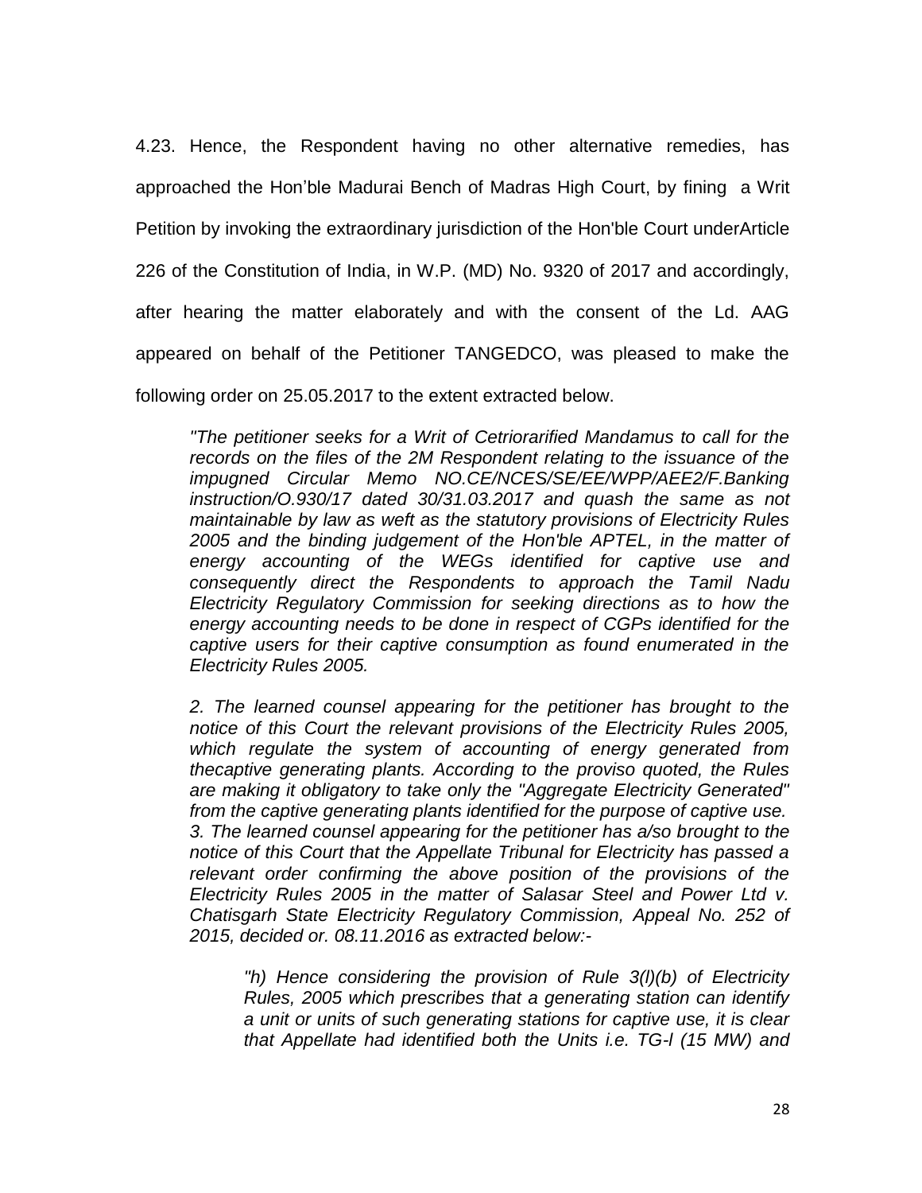4.23. Hence, the Respondent having no other alternative remedies, has approached the Hon'ble Madurai Bench of Madras High Court, by fining a Writ Petition by invoking the extraordinary jurisdiction of the Hon'ble Court underArticle 226 of the Constitution of India, in W.P. (MD) No. 9320 of 2017 and accordingly, after hearing the matter elaborately and with the consent of the Ld. AAG appeared on behalf of the Petitioner TANGEDCO, was pleased to make the following order on 25.05.2017 to the extent extracted below.

> *"The petitioner seeks for a Writ of Cetriorarified Mandamus to call for the records on the files of the 2M Respondent relating to the issuance of the impugned Circular Memo NO.CE/NCES/SE/EE/WPP/AEE2/F.Banking instruction/O.930/17 dated 30/31.03.2017 and quash the same as not maintainable by law as weft as the statutory provisions of Electricity Rules 2005 and the binding judgement of the Hon'ble APTEL, in the matter of energy accounting of the WEGs identified for captive use and consequently direct the Respondents to approach the Tamil Nadu Electricity Regulatory Commission for seeking directions as to how the energy accounting needs to be done in respect of CGPs identified for the captive users for their captive consumption as found enumerated in the Electricity Rules 2005.*
>
> *2. The learned counsel appearing for the petitioner has brought to the notice of this Court the relevant provisions of the Electricity Rules 2005, which regulate the system of accounting of energy generated from thecaptive generating plants. According to the proviso quoted, the Rules are making it obligatory to take only the "Aggregate Electricity Generated" from the captive generating plants identified for the purpose of captive use.*
> *3. The learned counsel appearing for the petitioner has a/so brought to the notice of this Court that the Appellate Tribunal for Electricity has passed a relevant order confirming the above position of the provisions of the Electricity Rules 2005 in the matter of Salasar Steel and Power Ltd v. Chatisgarh State Electricity Regulatory Commission, Appeal No. 252 of 2015, decided or. 08.11.2016 as extracted below:-*
>
> > *"h) Hence considering the provision of Rule 3(l)(b) of Electricity Rules, 2005 which prescribes that a generating station can identify a unit or units of such generating stations for captive use, it is clear that Appellate had identified both the Units i.e. TG-l (15 MW) and*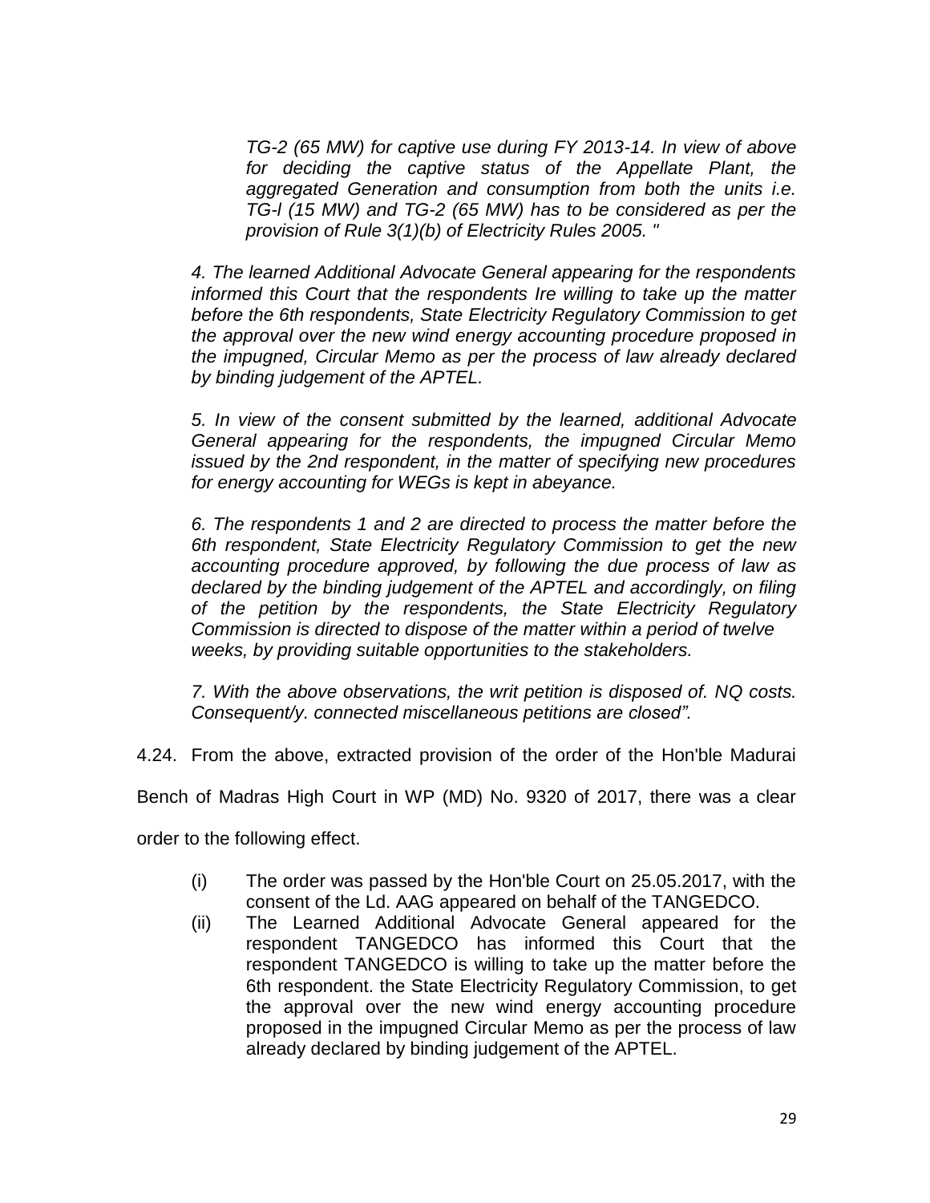*TG-2 (65 MW) for captive use during FY 2013-14. In view of above for deciding the captive status of the Appellate Plant, the aggregated Generation and consumption from both the units i.e. TG-l (15 MW) and TG-2 (65 MW) has to be considered as per the provision of Rule 3(1)(b) of Electricity Rules 2005. "*

> *4. The learned Additional Advocate General appearing for the respondents informed this Court that the respondents Ire willing to take up the matter before the 6th respondents, State Electricity Regulatory Commission to get the approval over the new wind energy accounting procedure proposed in the impugned, Circular Memo as per the process of law already declared by binding judgement of the APTEL.*
>
> *5. In view of the consent submitted by the learned, additional Advocate General appearing for the respondents, the impugned Circular Memo issued by the 2nd respondent, in the matter of specifying new procedures for energy accounting for WEGs is kept in abeyance.*
>
> *6. The respondents 1 and 2 are directed to process the matter before the 6th respondent, State Electricity Regulatory Commission to get the new accounting procedure approved, by following the due process of law as declared by the binding judgement of the APTEL and accordingly, on filing of the petition by the respondents, the State Electricity Regulatory Commission is directed to dispose of the matter within a period of twelve weeks, by providing suitable opportunities to the stakeholders.*
>
> *7. With the above observations, the writ petition is disposed of. NQ costs. Consequent/y. connected miscellaneous petitions are closed".*

4.24. From the above, extracted provision of the order of the Hon'ble Madurai Bench of Madras High Court in WP (MD) No. 9320 of 2017, there was a clear order to the following effect.

(i) The order was passed by the Hon'ble Court on 25.05.2017, with the consent of the Ld. AAG appeared on behalf of the TANGEDCO.

(ii) The Learned Additional Advocate General appeared for the respondent TANGEDCO has informed this Court that the respondent TANGEDCO is willing to take up the matter before the 6th respondent. the State Electricity Regulatory Commission, to get the approval over the new wind energy accounting procedure proposed in the impugned Circular Memo as per the process of law already declared by binding judgement of the APTEL.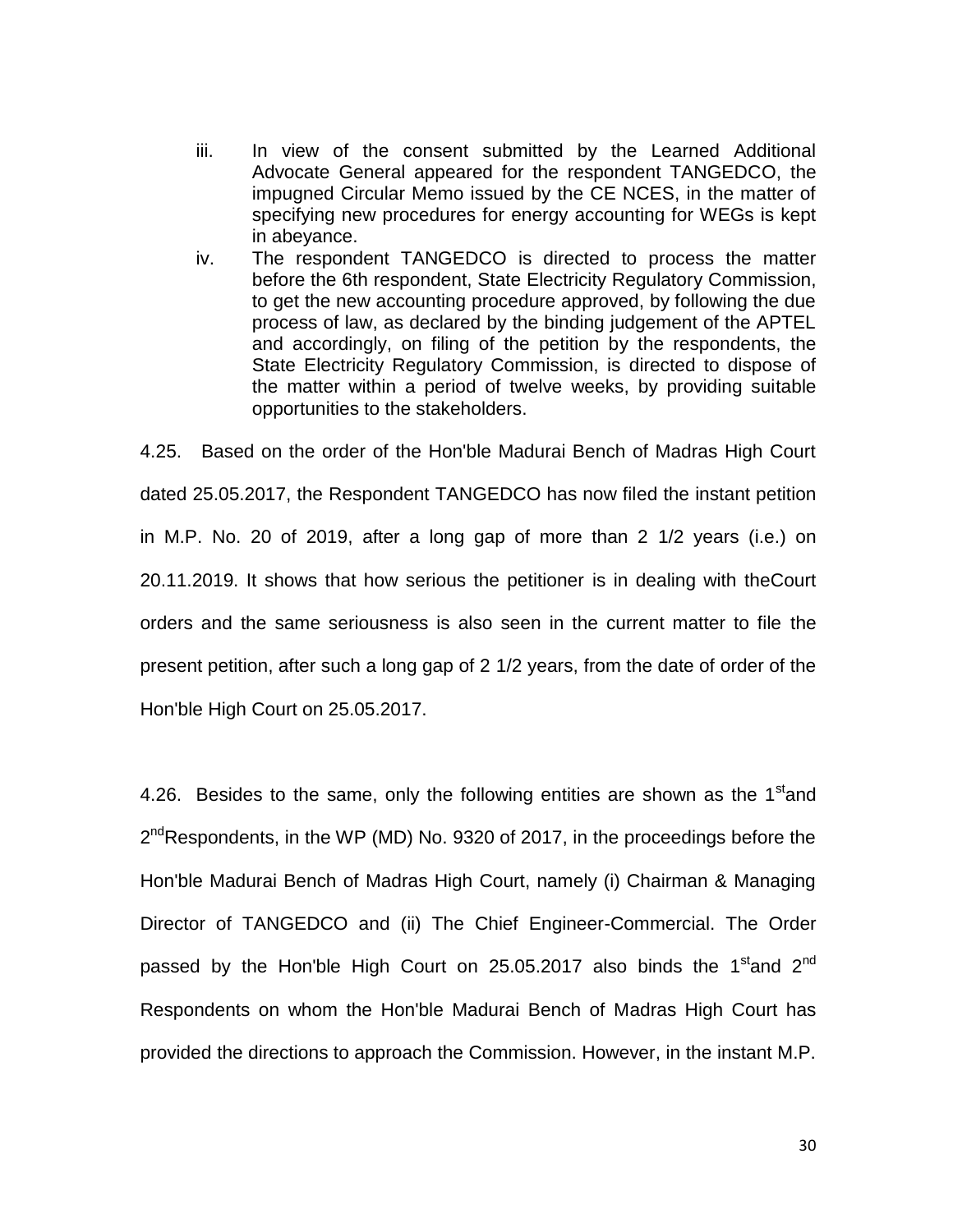iii. In view of the consent submitted by the Learned Additional Advocate General appeared for the respondent TANGEDCO, the impugned Circular Memo issued by the CE NCES, in the matter of specifying new procedures for energy accounting for WEGs is kept in abeyance.

iv. The respondent TANGEDCO is directed to process the matter before the 6th respondent, State Electricity Regulatory Commission, to get the new accounting procedure approved, by following the due process of law, as declared by the binding judgement of the APTEL and accordingly, on filing of the petition by the respondents, the State Electricity Regulatory Commission, is directed to dispose of the matter within a period of twelve weeks, by providing suitable opportunities to the stakeholders.

4.25. Based on the order of the Hon'ble Madurai Bench of Madras High Court dated 25.05.2017, the Respondent TANGEDCO has now filed the instant petition in M.P. No. 20 of 2019, after a long gap of more than 2 1/2 years (i.e.) on 20.11.2019. It shows that how serious the petitioner is in dealing with theCourt orders and the same seriousness is also seen in the current matter to file the present petition, after such a long gap of 2 1/2 years, from the date of order of the Hon'ble High Court on 25.05.2017.

4.26. Besides to the same, only the following entities are shown as the 1st and 2nd Respondents, in the WP (MD) No. 9320 of 2017, in the proceedings before the Hon'ble Madurai Bench of Madras High Court, namely (i) Chairman & Managing Director of TANGEDCO and (ii) The Chief Engineer-Commercial. The Order passed by the Hon'ble High Court on 25.05.2017 also binds the 1st and 2nd Respondents on whom the Hon'ble Madurai Bench of Madras High Court has provided the directions to approach the Commission. However, in the instant M.P.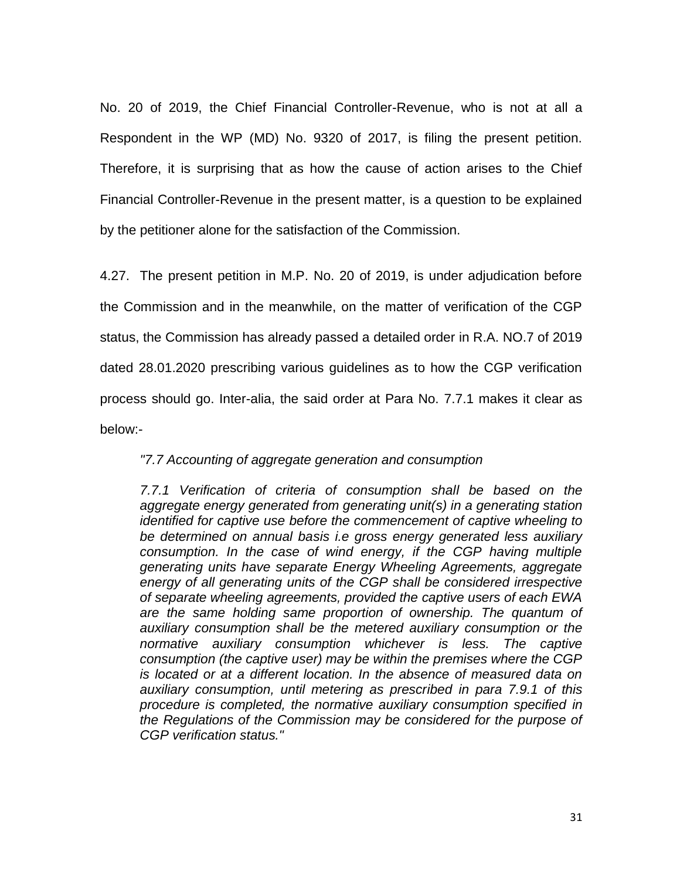No. 20 of 2019, the Chief Financial Controller-Revenue, who is not at all a Respondent in the WP (MD) No. 9320 of 2017, is filing the present petition. Therefore, it is surprising that as how the cause of action arises to the Chief Financial Controller-Revenue in the present matter, is a question to be explained by the petitioner alone for the satisfaction of the Commission.

4.27. The present petition in M.P. No. 20 of 2019, is under adjudication before the Commission and in the meanwhile, on the matter of verification of the CGP status, the Commission has already passed a detailed order in R.A. NO.7 of 2019 dated 28.01.2020 prescribing various guidelines as to how the CGP verification process should go. Inter-alia, the said order at Para No. 7.7.1 makes it clear as below:-

> *"7.7 Accounting of aggregate generation and consumption*
>
> *7.7.1 Verification of criteria of consumption shall be based on the aggregate energy generated from generating unit(s) in a generating station identified for captive use before the commencement of captive wheeling to be determined on annual basis i.e gross energy generated less auxiliary consumption. In the case of wind energy, if the CGP having multiple generating units have separate Energy Wheeling Agreements, aggregate energy of all generating units of the CGP shall be considered irrespective of separate wheeling agreements, provided the captive users of each EWA are the same holding same proportion of ownership. The quantum of auxiliary consumption shall be the metered auxiliary consumption or the normative auxiliary consumption whichever is less. The captive consumption (the captive user) may be within the premises where the CGP is located or at a different location. In the absence of measured data on auxiliary consumption, until metering as prescribed in para 7.9.1 of this procedure is completed, the normative auxiliary consumption specified in the Regulations of the Commission may be considered for the purpose of CGP verification status."*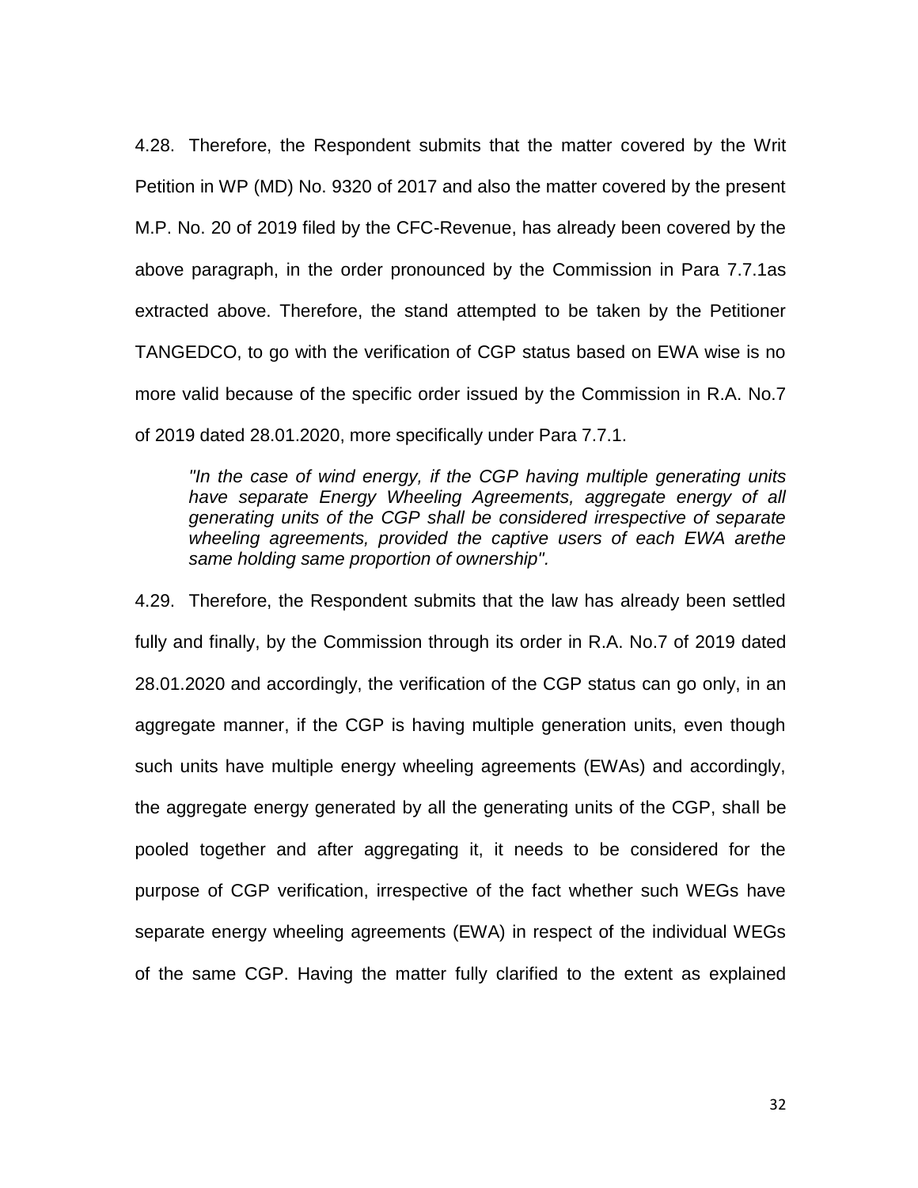4.28. Therefore, the Respondent submits that the matter covered by the Writ Petition in WP (MD) No. 9320 of 2017 and also the matter covered by the present M.P. No. 20 of 2019 filed by the CFC-Revenue, has already been covered by the above paragraph, in the order pronounced by the Commission in Para 7.7.1as extracted above. Therefore, the stand attempted to be taken by the Petitioner TANGEDCO, to go with the verification of CGP status based on EWA wise is no more valid because of the specific order issued by the Commission in R.A. No.7 of 2019 dated 28.01.2020, more specifically under Para 7.7.1.

> *"In the case of wind energy, if the CGP having multiple generating units have separate Energy Wheeling Agreements, aggregate energy of all generating units of the CGP shall be considered irrespective of separate wheeling agreements, provided the captive users of each EWA arethe same holding same proportion of ownership".*

4.29. Therefore, the Respondent submits that the law has already been settled fully and finally, by the Commission through its order in R.A. No.7 of 2019 dated 28.01.2020 and accordingly, the verification of the CGP status can go only, in an aggregate manner, if the CGP is having multiple generation units, even though such units have multiple energy wheeling agreements (EWAs) and accordingly, the aggregate energy generated by all the generating units of the CGP, shall be pooled together and after aggregating it, it needs to be considered for the purpose of CGP verification, irrespective of the fact whether such WEGs have separate energy wheeling agreements (EWA) in respect of the individual WEGs of the same CGP. Having the matter fully clarified to the extent as explained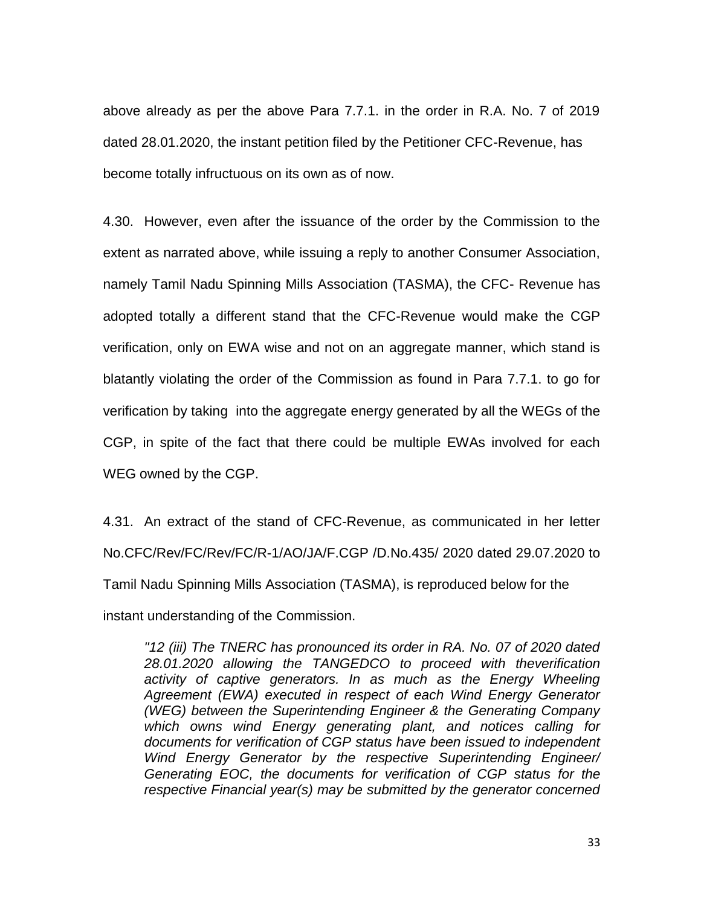above already as per the above Para 7.7.1. in the order in R.A. No. 7 of 2019 dated 28.01.2020, the instant petition filed by the Petitioner CFC-Revenue, has become totally infructuous on its own as of now.

4.30. However, even after the issuance of the order by the Commission to the extent as narrated above, while issuing a reply to another Consumer Association, namely Tamil Nadu Spinning Mills Association (TASMA), the CFC- Revenue has adopted totally a different stand that the CFC-Revenue would make the CGP verification, only on EWA wise and not on an aggregate manner, which stand is blatantly violating the order of the Commission as found in Para 7.7.1. to go for verification by taking into the aggregate energy generated by all the WEGs of the CGP, in spite of the fact that there could be multiple EWAs involved for each WEG owned by the CGP.

4.31. An extract of the stand of CFC-Revenue, as communicated in her letter No.CFC/Rev/FC/Rev/FC/R-1/AO/JA/F.CGP /D.No.435/ 2020 dated 29.07.2020 to Tamil Nadu Spinning Mills Association (TASMA), is reproduced below for the instant understanding of the Commission.

> *"12 (iii) The TNERC has pronounced its order in RA. No. 07 of 2020 dated 28.01.2020 allowing the TANGEDCO to proceed with theverification activity of captive generators. In as much as the Energy Wheeling Agreement (EWA) executed in respect of each Wind Energy Generator (WEG) between the Superintending Engineer & the Generating Company which owns wind Energy generating plant, and notices calling for documents for verification of CGP status have been issued to independent Wind Energy Generator by the respective Superintending Engineer/ Generating EOC, the documents for verification of CGP status for the respective Financial year(s) may be submitted by the generator concerned*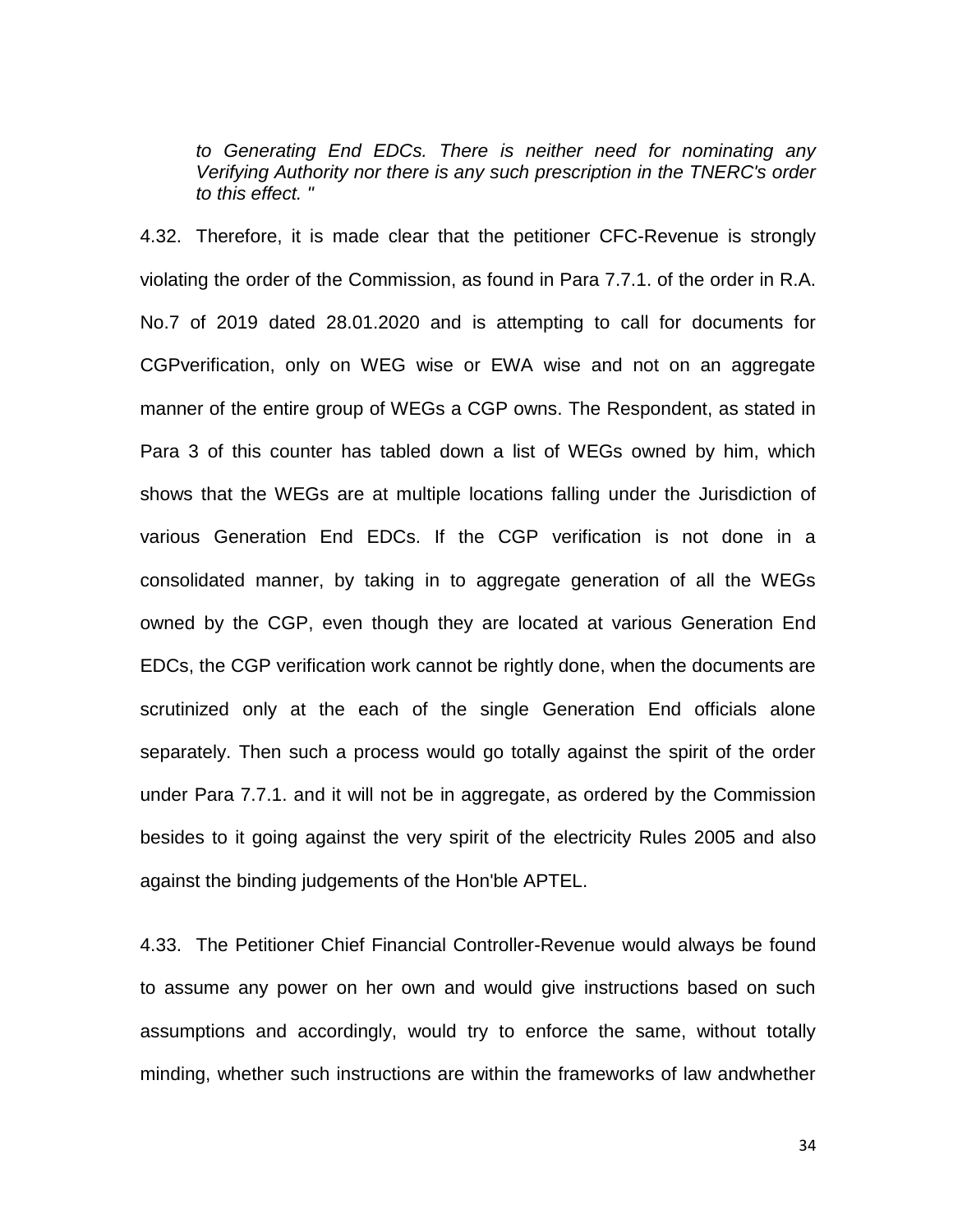*to Generating End EDCs. There is neither need for nominating any Verifying Authority nor there is any such prescription in the TNERC's order to this effect. "*

4.32. Therefore, it is made clear that the petitioner CFC-Revenue is strongly violating the order of the Commission, as found in Para 7.7.1. of the order in R.A. No.7 of 2019 dated 28.01.2020 and is attempting to call for documents for CGPverification, only on WEG wise or EWA wise and not on an aggregate manner of the entire group of WEGs a CGP owns. The Respondent, as stated in Para 3 of this counter has tabled down a list of WEGs owned by him, which shows that the WEGs are at multiple locations falling under the Jurisdiction of various Generation End EDCs. If the CGP verification is not done in a consolidated manner, by taking in to aggregate generation of all the WEGs owned by the CGP, even though they are located at various Generation End EDCs, the CGP verification work cannot be rightly done, when the documents are scrutinized only at the each of the single Generation End officials alone separately. Then such a process would go totally against the spirit of the order under Para 7.7.1. and it will not be in aggregate, as ordered by the Commission besides to it going against the very spirit of the electricity Rules 2005 and also against the binding judgements of the Hon'ble APTEL.

4.33. The Petitioner Chief Financial Controller-Revenue would always be found to assume any power on her own and would give instructions based on such assumptions and accordingly, would try to enforce the same, without totally minding, whether such instructions are within the frameworks of law andwhether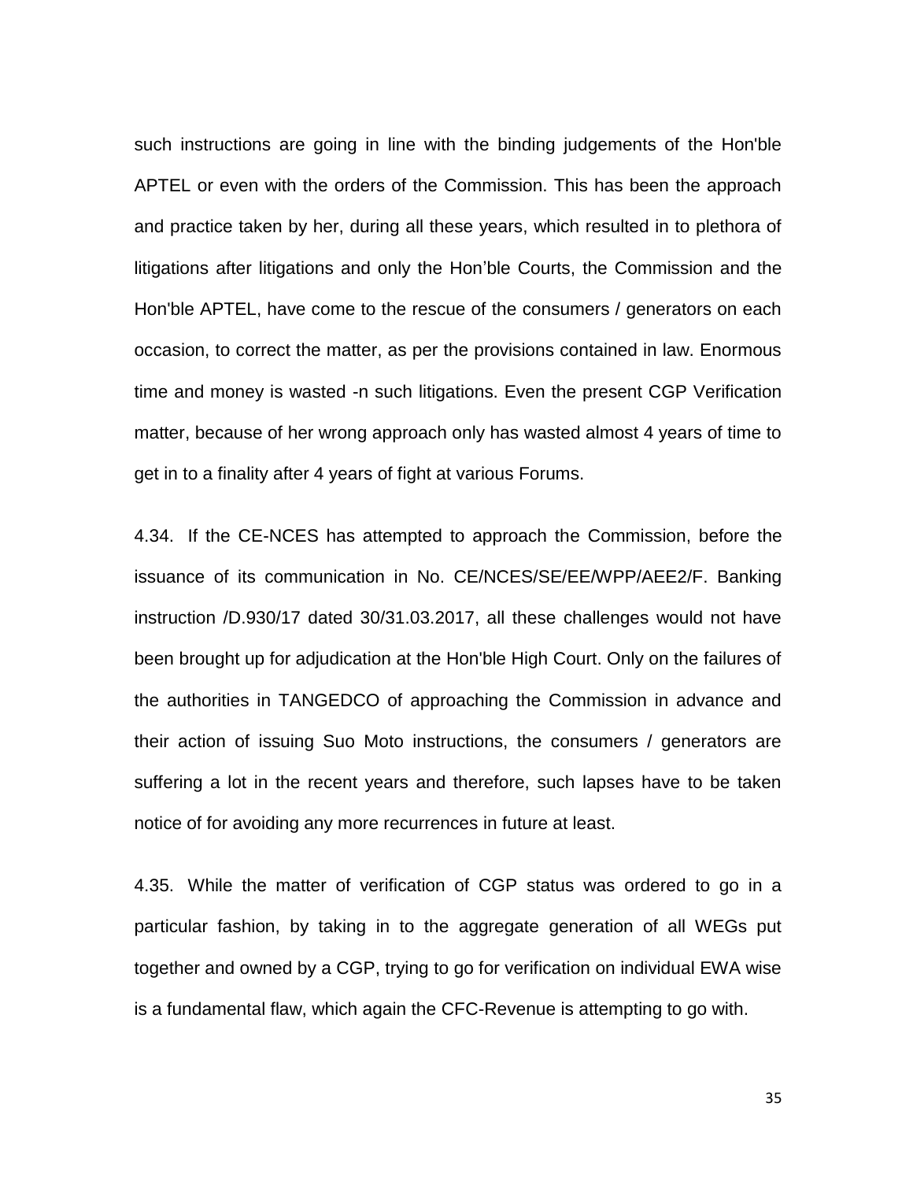such instructions are going in line with the binding judgements of the Hon'ble APTEL or even with the orders of the Commission. This has been the approach and practice taken by her, during all these years, which resulted in to plethora of litigations after litigations and only the Hon'ble Courts, the Commission and the Hon'ble APTEL, have come to the rescue of the consumers / generators on each occasion, to correct the matter, as per the provisions contained in law. Enormous time and money is wasted -n such litigations. Even the present CGP Verification matter, because of her wrong approach only has wasted almost 4 years of time to get in to a finality after 4 years of fight at various Forums.

4.34. If the CE-NCES has attempted to approach the Commission, before the issuance of its communication in No. CE/NCES/SE/EE/WPP/AEE2/F. Banking instruction /D.930/17 dated 30/31.03.2017, all these challenges would not have been brought up for adjudication at the Hon'ble High Court. Only on the failures of the authorities in TANGEDCO of approaching the Commission in advance and their action of issuing Suo Moto instructions, the consumers / generators are suffering a lot in the recent years and therefore, such lapses have to be taken notice of for avoiding any more recurrences in future at least.

4.35. While the matter of verification of CGP status was ordered to go in a particular fashion, by taking in to the aggregate generation of all WEGs put together and owned by a CGP, trying to go for verification on individual EWA wise is a fundamental flaw, which again the CFC-Revenue is attempting to go with.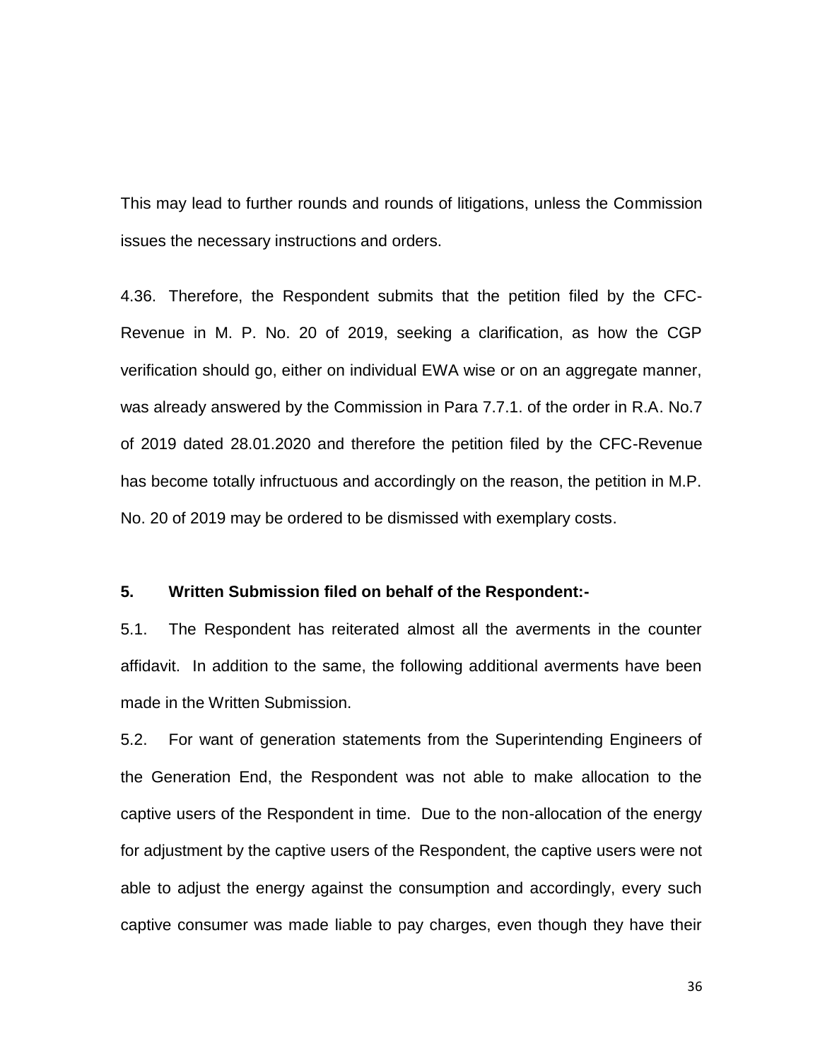This may lead to further rounds and rounds of litigations, unless the Commission issues the necessary instructions and orders.

4.36. Therefore, the Respondent submits that the petition filed by the CFC-Revenue in M. P. No. 20 of 2019, seeking a clarification, as how the CGP verification should go, either on individual EWA wise or on an aggregate manner, was already answered by the Commission in Para 7.7.1. of the order in R.A. No.7 of 2019 dated 28.01.2020 and therefore the petition filed by the CFC-Revenue has become totally infructuous and accordingly on the reason, the petition in M.P. No. 20 of 2019 may be ordered to be dismissed with exemplary costs.

**5. Written Submission filed on behalf of the Respondent:-**

5.1. The Respondent has reiterated almost all the averments in the counter affidavit. In addition to the same, the following additional averments have been made in the Written Submission.

5.2. For want of generation statements from the Superintending Engineers of the Generation End, the Respondent was not able to make allocation to the captive users of the Respondent in time. Due to the non-allocation of the energy for adjustment by the captive users of the Respondent, the captive users were not able to adjust the energy against the consumption and accordingly, every such captive consumer was made liable to pay charges, even though they have their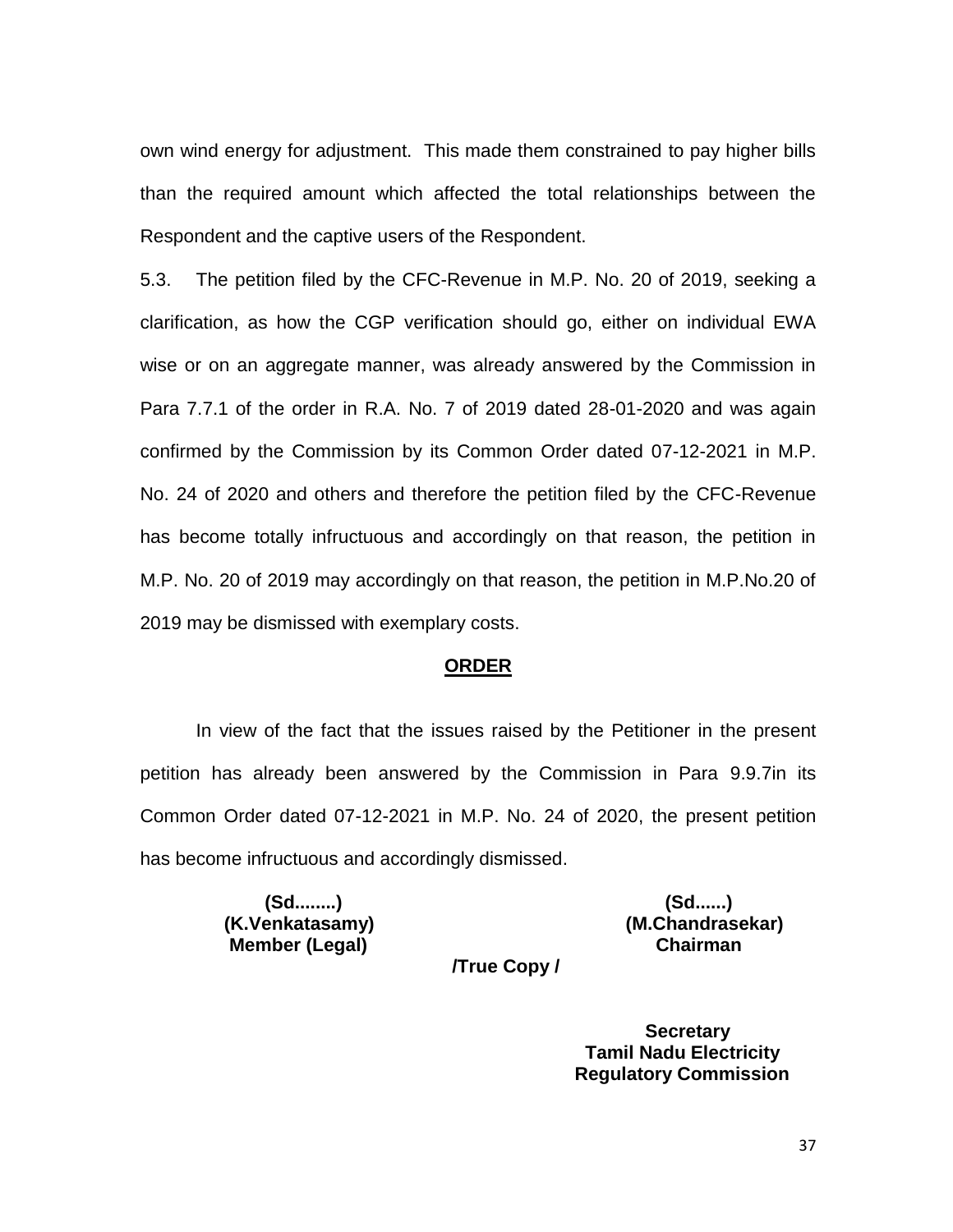own wind energy for adjustment. This made them constrained to pay higher bills than the required amount which affected the total relationships between the Respondent and the captive users of the Respondent.

5.3. The petition filed by the CFC-Revenue in M.P. No. 20 of 2019, seeking a clarification, as how the CGP verification should go, either on individual EWA wise or on an aggregate manner, was already answered by the Commission in Para 7.7.1 of the order in R.A. No. 7 of 2019 dated 28-01-2020 and was again confirmed by the Commission by its Common Order dated 07-12-2021 in M.P. No. 24 of 2020 and others and therefore the petition filed by the CFC-Revenue has become totally infructuous and accordingly on that reason, the petition in M.P. No. 20 of 2019 may accordingly on that reason, the petition in M.P.No.20 of 2019 may be dismissed with exemplary costs.

## ORDER

In view of the fact that the issues raised by the Petitioner in the present petition has already been answered by the Commission in Para 9.9.7in its Common Order dated 07-12-2021 in M.P. No. 24 of 2020, the present petition has become infructuous and accordingly dismissed.

**(Sd........)**
**(K.Venkatasamy)**
**Member (Legal)**

**(Sd......)**
**(M.Chandrasekar)**
**Chairman**

**/True Copy /**

**Secretary**
**Tamil Nadu Electricity**
**Regulatory Commission**